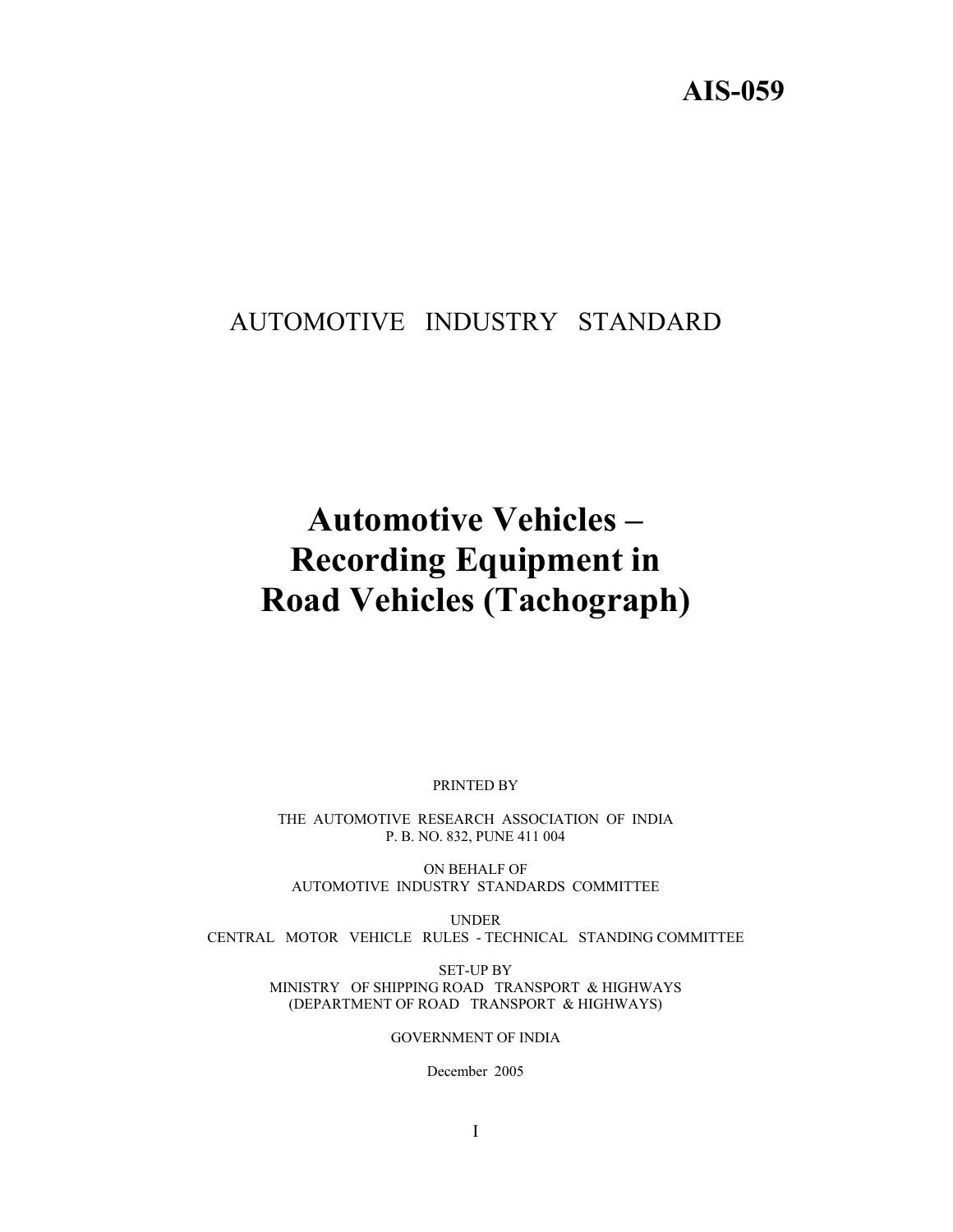# AIS-059

AUTOMOTIVE INDUSTRY STANDARD

# Automotive Vehicles – Recording Equipment in Road Vehicles (Tachograph)

PRINTED BY

THE AUTOMOTIVE RESEARCH ASSOCIATION OF INDIA
P. B. NO. 832, PUNE 411 004

ON BEHALF OF
AUTOMOTIVE INDUSTRY STANDARDS COMMITTEE

UNDER
CENTRAL MOTOR VEHICLE RULES - TECHNICAL STANDING COMMITTEE

SET-UP BY
MINISTRY OF SHIPPING ROAD TRANSPORT & HIGHWAYS
(DEPARTMENT OF ROAD TRANSPORT & HIGHWAYS)

GOVERNMENT OF INDIA

December 2005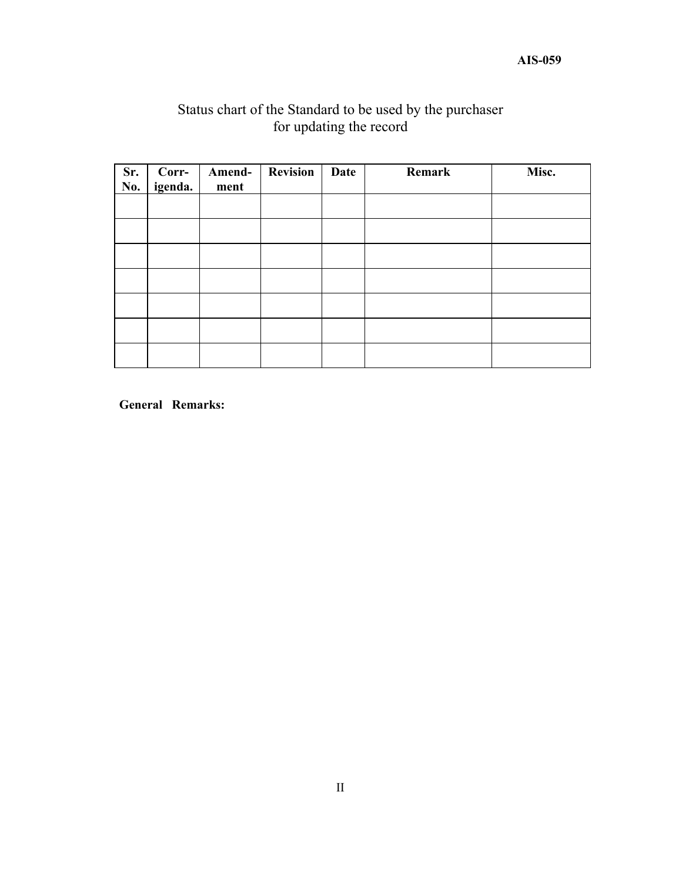Status chart of the Standard to be used by the purchaser for updating the record

| Sr. No. | Corr-igenda. | Amend-ment | Revision | Date | Remark | Misc. |
|---|---|---|---|---|---|---|
| | | | | | | |
| | | | | | | |
| | | | | | | |
| | | | | | | |
| | | | | | | |
| | | | | | | |
| | | | | | | |

**General Remarks:**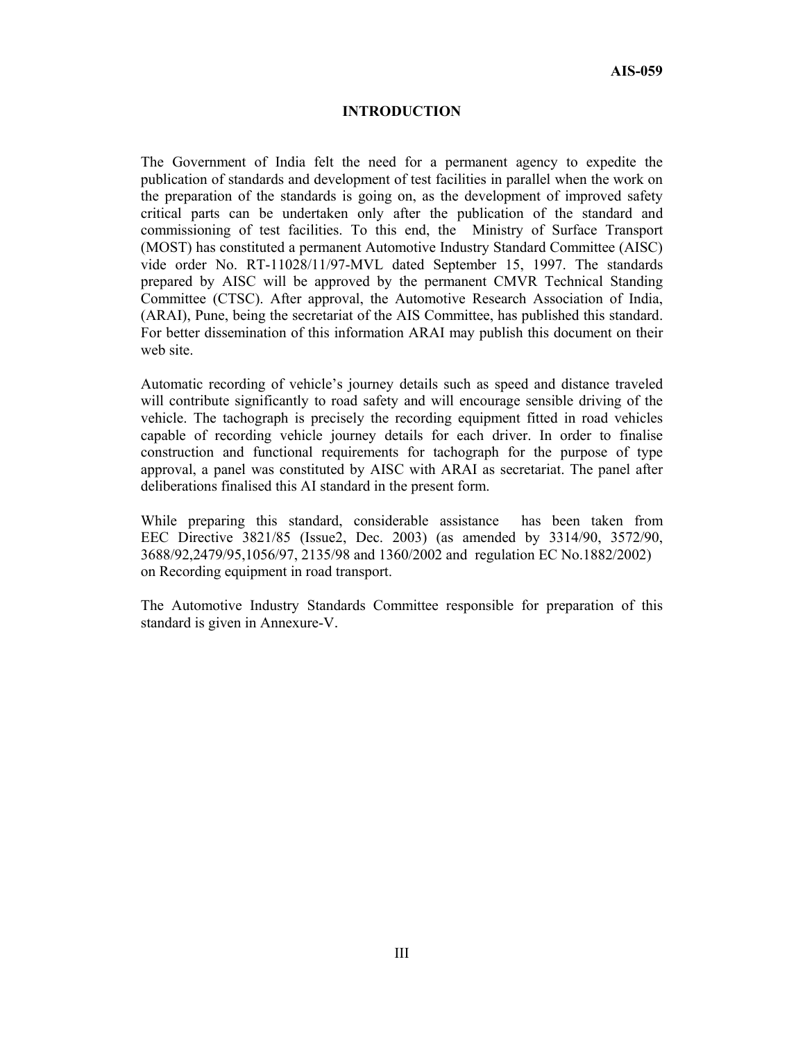# INTRODUCTION

The Government of India felt the need for a permanent agency to expedite the publication of standards and development of test facilities in parallel when the work on the preparation of the standards is going on, as the development of improved safety critical parts can be undertaken only after the publication of the standard and commissioning of test facilities. To this end, the Ministry of Surface Transport (MOST) has constituted a permanent Automotive Industry Standard Committee (AISC) vide order No. RT-11028/11/97-MVL dated September 15, 1997. The standards prepared by AISC will be approved by the permanent CMVR Technical Standing Committee (CTSC). After approval, the Automotive Research Association of India, (ARAI), Pune, being the secretariat of the AIS Committee, has published this standard. For better dissemination of this information ARAI may publish this document on their web site.

Automatic recording of vehicle's journey details such as speed and distance traveled will contribute significantly to road safety and will encourage sensible driving of the vehicle. The tachograph is precisely the recording equipment fitted in road vehicles capable of recording vehicle journey details for each driver. In order to finalise construction and functional requirements for tachograph for the purpose of type approval, a panel was constituted by AISC with ARAI as secretariat. The panel after deliberations finalised this AI standard in the present form.

While preparing this standard, considerable assistance has been taken from EEC Directive 3821/85 (Issue2, Dec. 2003) (as amended by 3314/90, 3572/90, 3688/92,2479/95,1056/97, 2135/98 and 1360/2002 and regulation EC No.1882/2002) on Recording equipment in road transport.

The Automotive Industry Standards Committee responsible for preparation of this standard is given in Annexure-V.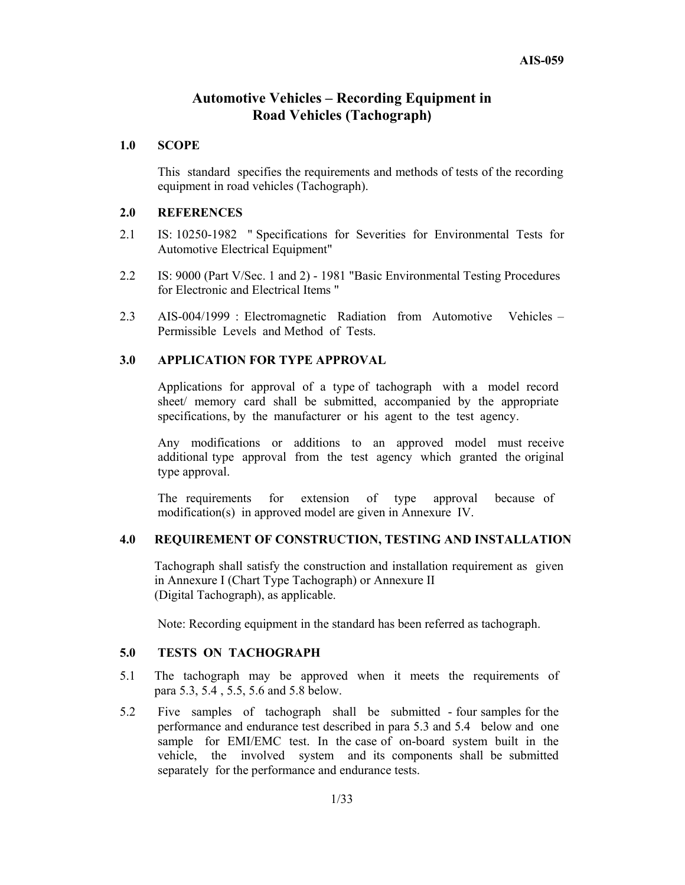# Automotive Vehicles – Recording Equipment in Road Vehicles (Tachograph)

## 1.0 SCOPE

This standard specifies the requirements and methods of tests of the recording equipment in road vehicles (Tachograph).

## 2.0 REFERENCES

2.1 IS: 10250-1982 " Specifications for Severities for Environmental Tests for Automotive Electrical Equipment"

2.2 IS: 9000 (Part V/Sec. 1 and 2) - 1981 "Basic Environmental Testing Procedures for Electronic and Electrical Items "

2.3 AIS-004/1999 : Electromagnetic Radiation from Automotive Vehicles – Permissible Levels and Method of Tests.

## 3.0 APPLICATION FOR TYPE APPROVAL

Applications for approval of a type of tachograph with a model record sheet/ memory card shall be submitted, accompanied by the appropriate specifications, by the manufacturer or his agent to the test agency.

Any modifications or additions to an approved model must receive additional type approval from the test agency which granted the original type approval.

The requirements for extension of type approval because of modification(s) in approved model are given in Annexure IV.

## 4.0 REQUIREMENT OF CONSTRUCTION, TESTING AND INSTALLATION

Tachograph shall satisfy the construction and installation requirement as given in Annexure I (Chart Type Tachograph) or Annexure II (Digital Tachograph), as applicable.

Note: Recording equipment in the standard has been referred as tachograph.

## 5.0 TESTS ON TACHOGRAPH

5.1 The tachograph may be approved when it meets the requirements of para 5.3, 5.4 , 5.5, 5.6 and 5.8 below.

5.2 Five samples of tachograph shall be submitted - four samples for the performance and endurance test described in para 5.3 and 5.4 below and one sample for EMI/EMC test. In the case of on-board system built in the vehicle, the involved system and its components shall be submitted separately for the performance and endurance tests.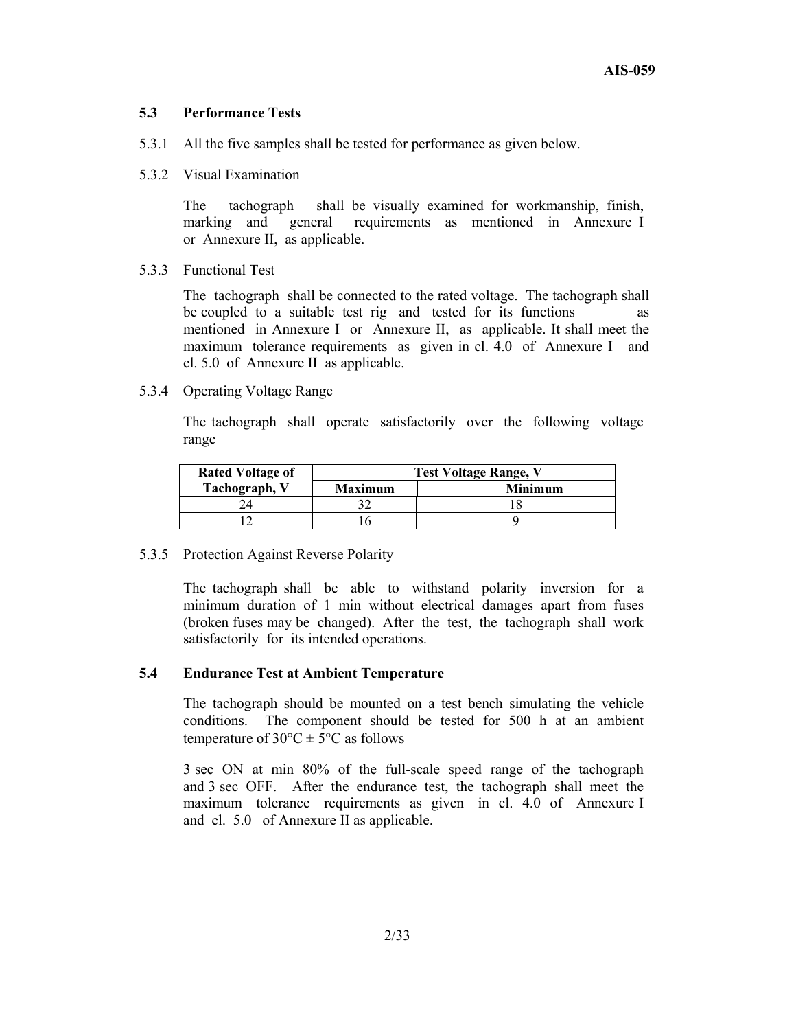### 5.3 Performance Tests

5.3.1 All the five samples shall be tested for performance as given below.

5.3.2 Visual Examination

The tachograph shall be visually examined for workmanship, finish, marking and general requirements as mentioned in Annexure I or Annexure II, as applicable.

5.3.3 Functional Test

The tachograph shall be connected to the rated voltage. The tachograph shall be coupled to a suitable test rig and tested for its functions as mentioned in Annexure I or Annexure II, as applicable. It shall meet the maximum tolerance requirements as given in cl. 4.0 of Annexure I and cl. 5.0 of Annexure II as applicable.

5.3.4 Operating Voltage Range

The tachograph shall operate satisfactorily over the following voltage range

| Rated Voltage of Tachograph, V | Test Voltage Range, V | |
|---|---|---|
| | Maximum | Minimum |
| 24 | 32 | 18 |
| 12 | 16 | 9 |

5.3.5 Protection Against Reverse Polarity

The tachograph shall be able to withstand polarity inversion for a minimum duration of 1 min without electrical damages apart from fuses (broken fuses may be changed). After the test, the tachograph shall work satisfactorily for its intended operations.

### 5.4 Endurance Test at Ambient Temperature

The tachograph should be mounted on a test bench simulating the vehicle conditions. The component should be tested for 500 h at an ambient temperature of 30°C ± 5°C as follows

3 sec ON at min 80% of the full-scale speed range of the tachograph and 3 sec OFF. After the endurance test, the tachograph shall meet the maximum tolerance requirements as given in cl. 4.0 of Annexure I and cl. 5.0 of Annexure II as applicable.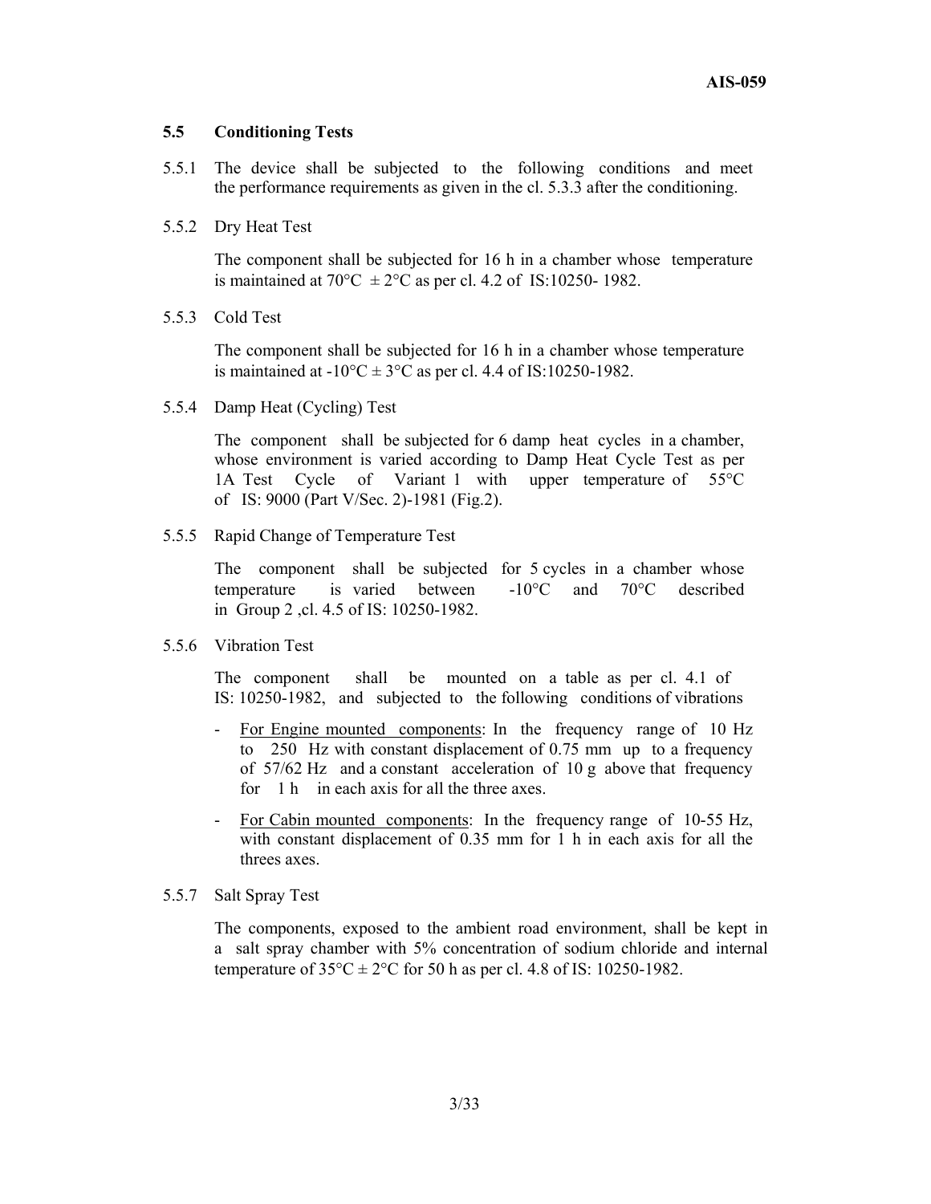### 5.5 Conditioning Tests

5.5.1 The device shall be subjected to the following conditions and meet the performance requirements as given in the cl. 5.3.3 after the conditioning.

5.5.2 Dry Heat Test

The component shall be subjected for 16 h in a chamber whose temperature is maintained at 70°C ± 2°C as per cl. 4.2 of IS:10250- 1982.

5.5.3 Cold Test

The component shall be subjected for 16 h in a chamber whose temperature is maintained at -10°C ± 3°C as per cl. 4.4 of IS:10250-1982.

5.5.4 Damp Heat (Cycling) Test

The component shall be subjected for 6 damp heat cycles in a chamber, whose environment is varied according to Damp Heat Cycle Test as per 1A Test Cycle of Variant 1 with upper temperature of 55°C of IS: 9000 (Part V/Sec. 2)-1981 (Fig.2).

5.5.5 Rapid Change of Temperature Test

The component shall be subjected for 5 cycles in a chamber whose temperature is varied between -10°C and 70°C described in Group 2 ,cl. 4.5 of IS: 10250-1982.

5.5.6 Vibration Test

The component shall be mounted on a table as per cl. 4.1 of IS: 10250-1982, and subjected to the following conditions of vibrations

- For Engine mounted components: In the frequency range of 10 Hz to 250 Hz with constant displacement of 0.75 mm up to a frequency of 57/62 Hz and a constant acceleration of 10 g above that frequency for 1 h in each axis for all the three axes.
- For Cabin mounted components: In the frequency range of 10-55 Hz, with constant displacement of 0.35 mm for 1 h in each axis for all the threes axes.

5.5.7 Salt Spray Test

The components, exposed to the ambient road environment, shall be kept in a salt spray chamber with 5% concentration of sodium chloride and internal temperature of 35°C ± 2°C for 50 h as per cl. 4.8 of IS: 10250-1982.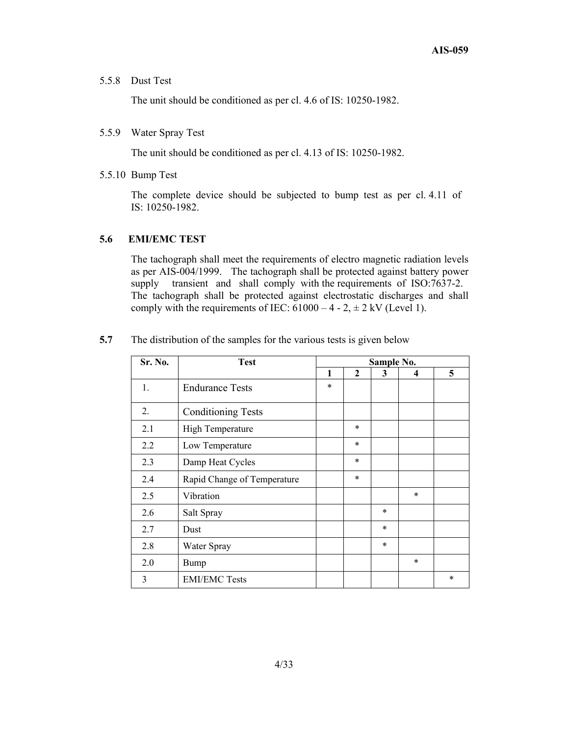5.5.8 Dust Test

The unit should be conditioned as per cl. 4.6 of IS: 10250-1982.

5.5.9 Water Spray Test

The unit should be conditioned as per cl. 4.13 of IS: 10250-1982.

5.5.10 Bump Test

The complete device should be subjected to bump test as per cl. 4.11 of IS: 10250-1982.

### 5.6 EMI/EMC TEST

The tachograph shall meet the requirements of electro magnetic radiation levels as per AIS-004/1999. The tachograph shall be protected against battery power supply transient and shall comply with the requirements of ISO:7637-2. The tachograph shall be protected against electrostatic discharges and shall comply with the requirements of IEC: 61000 – 4 - 2, ± 2 kV (Level 1).

**5.7** The distribution of the samples for the various tests is given below

| Sr. No. | Test | Sample No. | | | | |
|---|---|---|---|---|---|---|
| | | 1 | 2 | 3 | 4 | 5 |
| 1. | Endurance Tests | * | | | | |
| 2. | Conditioning Tests | | | | | |
| 2.1 | High Temperature | | * | | | |
| 2.2 | Low Temperature | | * | | | |
| 2.3 | Damp Heat Cycles | | * | | | |
| 2.4 | Rapid Change of Temperature | | * | | | |
| 2.5 | Vibration | | | | * | |
| 2.6 | Salt Spray | | | * | | |
| 2.7 | Dust | | | * | | |
| 2.8 | Water Spray | | | * | | |
| 2.0 | Bump | | | | * | |
| 3 | EMI/EMC Tests | | | | | * |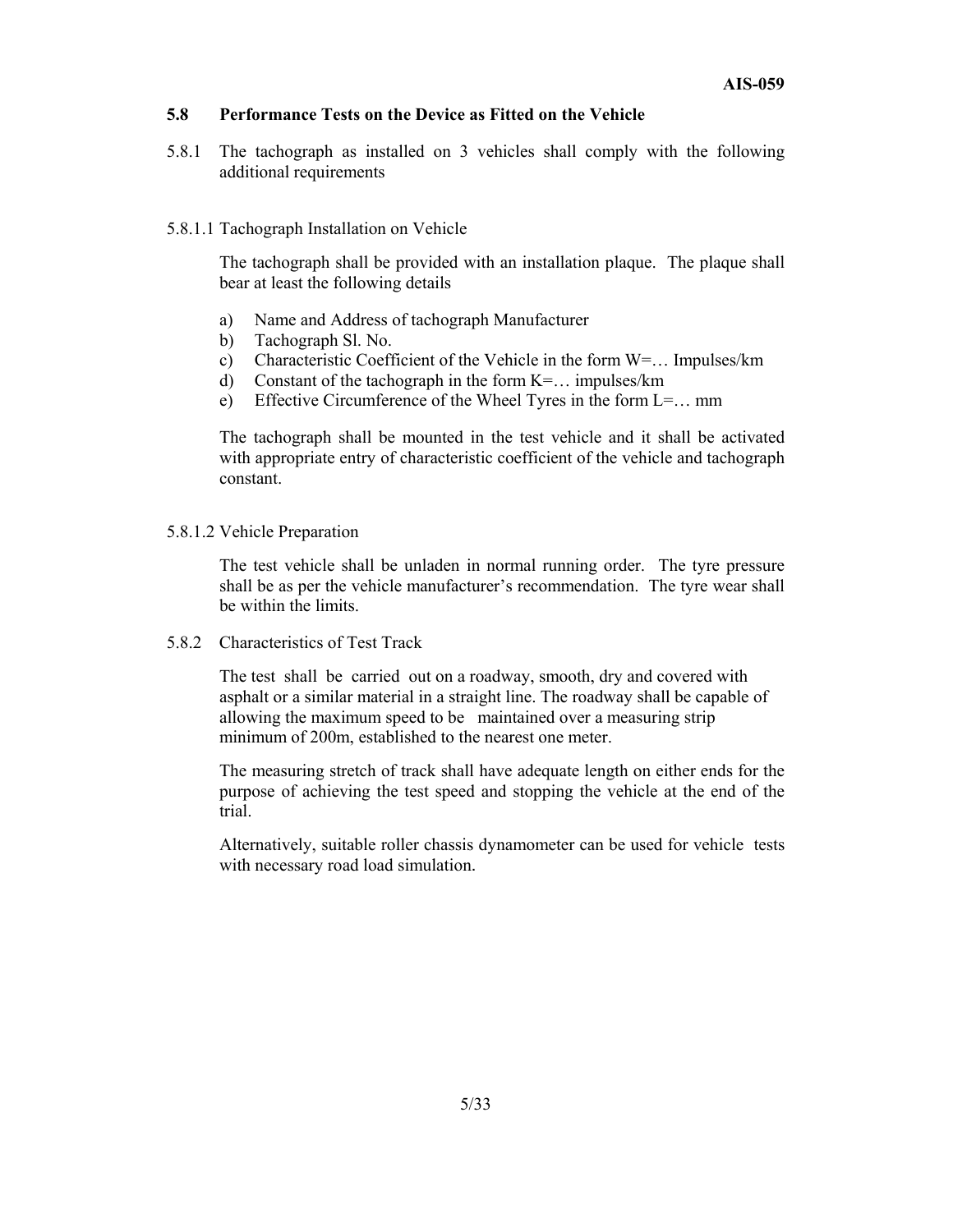## 5.8 Performance Tests on the Device as Fitted on the Vehicle

5.8.1 The tachograph as installed on 3 vehicles shall comply with the following additional requirements

5.8.1.1 Tachograph Installation on Vehicle

The tachograph shall be provided with an installation plaque. The plaque shall bear at least the following details

a) Name and Address of tachograph Manufacturer
b) Tachograph Sl. No.
c) Characteristic Coefficient of the Vehicle in the form W=… Impulses/km
d) Constant of the tachograph in the form K=… impulses/km
e) Effective Circumference of the Wheel Tyres in the form L=… mm

The tachograph shall be mounted in the test vehicle and it shall be activated with appropriate entry of characteristic coefficient of the vehicle and tachograph constant.

5.8.1.2 Vehicle Preparation

The test vehicle shall be unladen in normal running order. The tyre pressure shall be as per the vehicle manufacturer's recommendation. The tyre wear shall be within the limits.

5.8.2 Characteristics of Test Track

The test shall be carried out on a roadway, smooth, dry and covered with asphalt or a similar material in a straight line. The roadway shall be capable of allowing the maximum speed to be maintained over a measuring strip minimum of 200m, established to the nearest one meter.

The measuring stretch of track shall have adequate length on either ends for the purpose of achieving the test speed and stopping the vehicle at the end of the trial.

Alternatively, suitable roller chassis dynamometer can be used for vehicle tests with necessary road load simulation.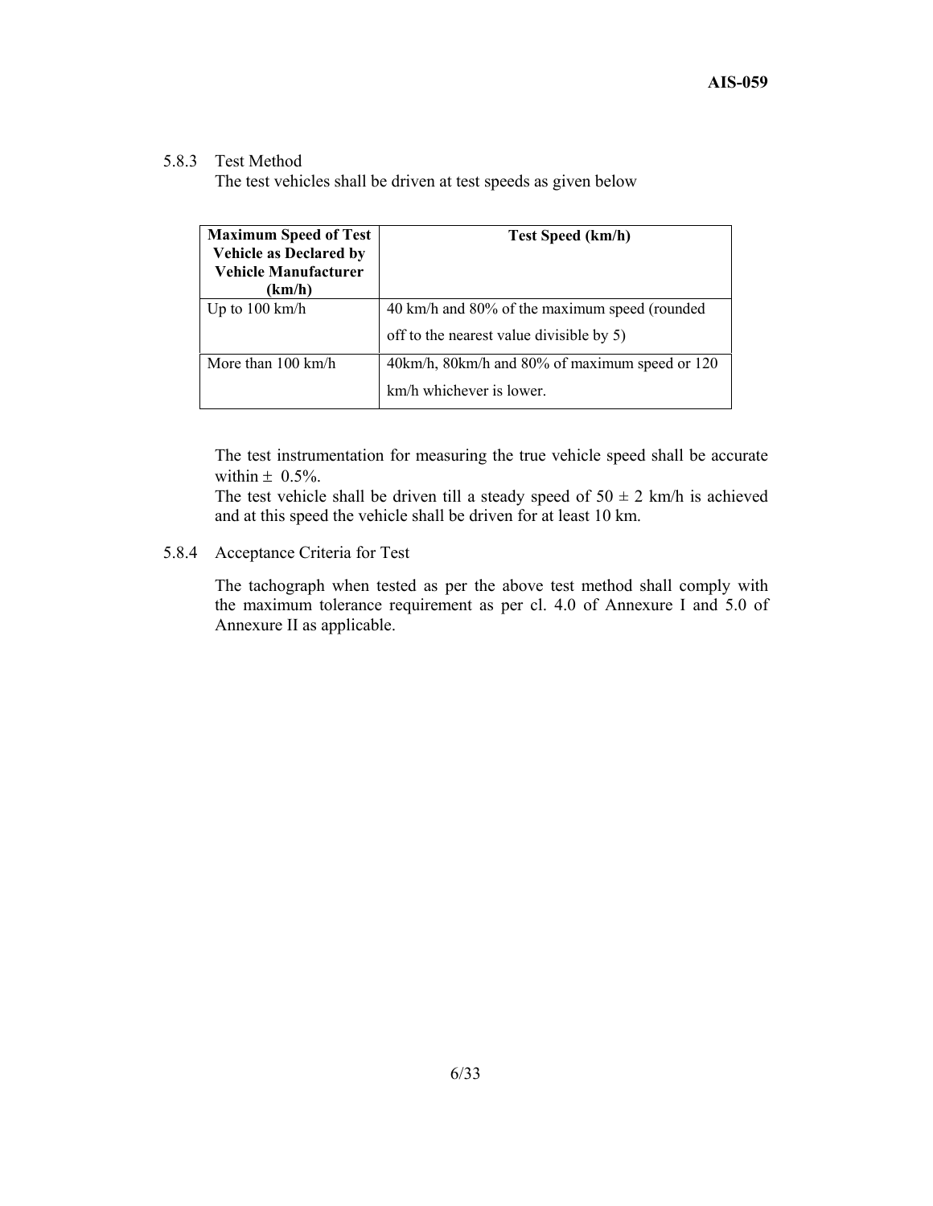5.8.3 Test Method

The test vehicles shall be driven at test speeds as given below

| Maximum Speed of Test Vehicle as Declared by Vehicle Manufacturer (km/h) | Test Speed (km/h) |
|---|---|
| Up to 100 km/h | 40 km/h and 80% of the maximum speed (rounded off to the nearest value divisible by 5) |
| More than 100 km/h | 40km/h, 80km/h and 80% of maximum speed or 120 km/h whichever is lower. |

The test instrumentation for measuring the true vehicle speed shall be accurate within ± 0.5%.

The test vehicle shall be driven till a steady speed of 50 ± 2 km/h is achieved and at this speed the vehicle shall be driven for at least 10 km.

5.8.4 Acceptance Criteria for Test

The tachograph when tested as per the above test method shall comply with the maximum tolerance requirement as per cl. 4.0 of Annexure I and 5.0 of Annexure II as applicable.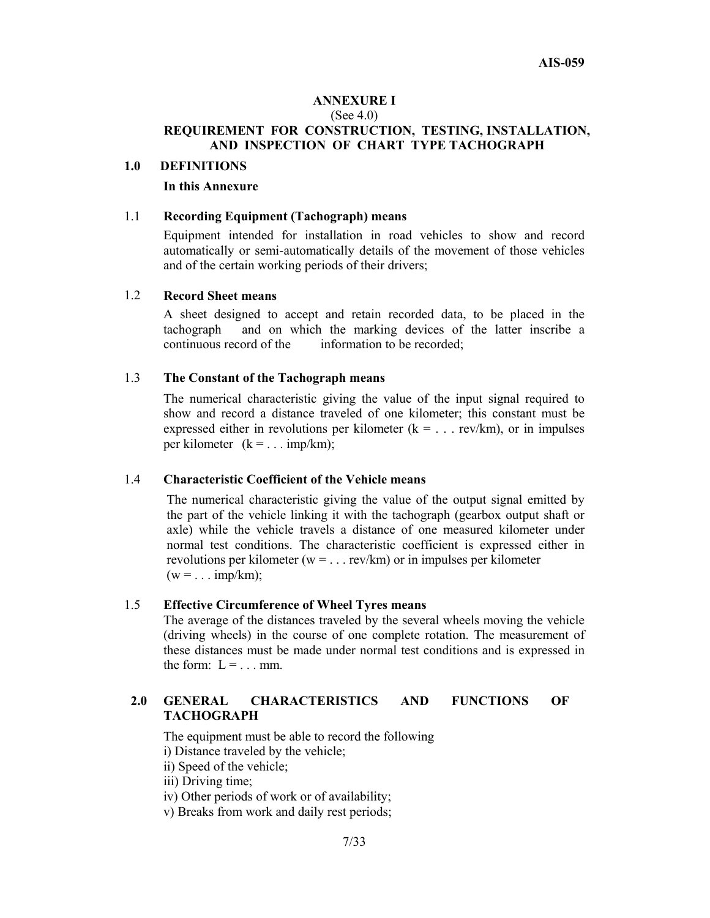## ANNEXURE I

(See 4.0)

**REQUIREMENT FOR CONSTRUCTION, TESTING, INSTALLATION, AND INSPECTION OF CHART TYPE TACHOGRAPH**

### 1.0 DEFINITIONS

**In this Annexure**

**1.1 Recording Equipment (Tachograph) means**

Equipment intended for installation in road vehicles to show and record automatically or semi-automatically details of the movement of those vehicles and of the certain working periods of their drivers;

**1.2 Record Sheet means**

A sheet designed to accept and retain recorded data, to be placed in the tachograph and on which the marking devices of the latter inscribe a continuous record of the information to be recorded;

**1.3 The Constant of the Tachograph means**

The numerical characteristic giving the value of the input signal required to show and record a distance traveled of one kilometer; this constant must be expressed either in revolutions per kilometer (k = . . . rev/km), or in impulses per kilometer (k = . . . imp/km);

**1.4 Characteristic Coefficient of the Vehicle means**

The numerical characteristic giving the value of the output signal emitted by the part of the vehicle linking it with the tachograph (gearbox output shaft or axle) while the vehicle travels a distance of one measured kilometer under normal test conditions. The characteristic coefficient is expressed either in revolutions per kilometer (w = . . . rev/km) or in impulses per kilometer (w = . . . imp/km);

**1.5 Effective Circumference of Wheel Tyres means**

The average of the distances traveled by the several wheels moving the vehicle (driving wheels) in the course of one complete rotation. The measurement of these distances must be made under normal test conditions and is expressed in the form: L = . . . mm.

### 2.0 GENERAL CHARACTERISTICS AND FUNCTIONS OF TACHOGRAPH

The equipment must be able to record the following

i) Distance traveled by the vehicle;
ii) Speed of the vehicle;
iii) Driving time;
iv) Other periods of work or of availability;
v) Breaks from work and daily rest periods;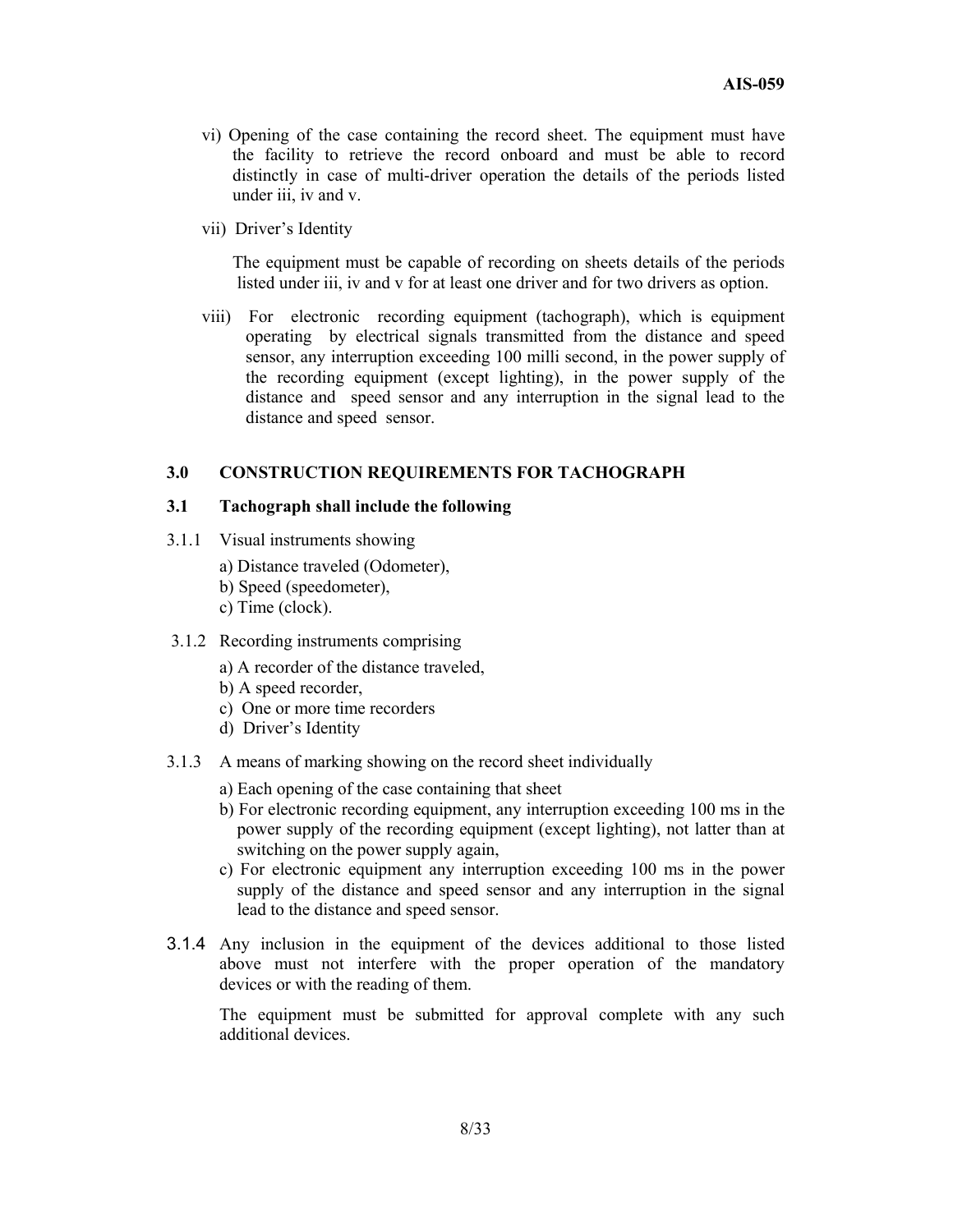vi) Opening of the case containing the record sheet. The equipment must have the facility to retrieve the record onboard and must be able to record distinctly in case of multi-driver operation the details of the periods listed under iii, iv and v.

vii) Driver's Identity

The equipment must be capable of recording on sheets details of the periods listed under iii, iv and v for at least one driver and for two drivers as option.

viii) For electronic recording equipment (tachograph), which is equipment operating by electrical signals transmitted from the distance and speed sensor, any interruption exceeding 100 milli second, in the power supply of the recording equipment (except lighting), in the power supply of the distance and speed sensor and any interruption in the signal lead to the distance and speed sensor.

## 3.0 CONSTRUCTION REQUIREMENTS FOR TACHOGRAPH

### 3.1 Tachograph shall include the following

3.1.1 Visual instruments showing

a) Distance traveled (Odometer),
b) Speed (speedometer),
c) Time (clock).

3.1.2 Recording instruments comprising

a) A recorder of the distance traveled,
b) A speed recorder,
c) One or more time recorders
d) Driver's Identity

3.1.3 A means of marking showing on the record sheet individually

a) Each opening of the case containing that sheet
b) For electronic recording equipment, any interruption exceeding 100 ms in the power supply of the recording equipment (except lighting), not latter than at switching on the power supply again,
c) For electronic equipment any interruption exceeding 100 ms in the power supply of the distance and speed sensor and any interruption in the signal lead to the distance and speed sensor.

3.1.4 Any inclusion in the equipment of the devices additional to those listed above must not interfere with the proper operation of the mandatory devices or with the reading of them.

The equipment must be submitted for approval complete with any such additional devices.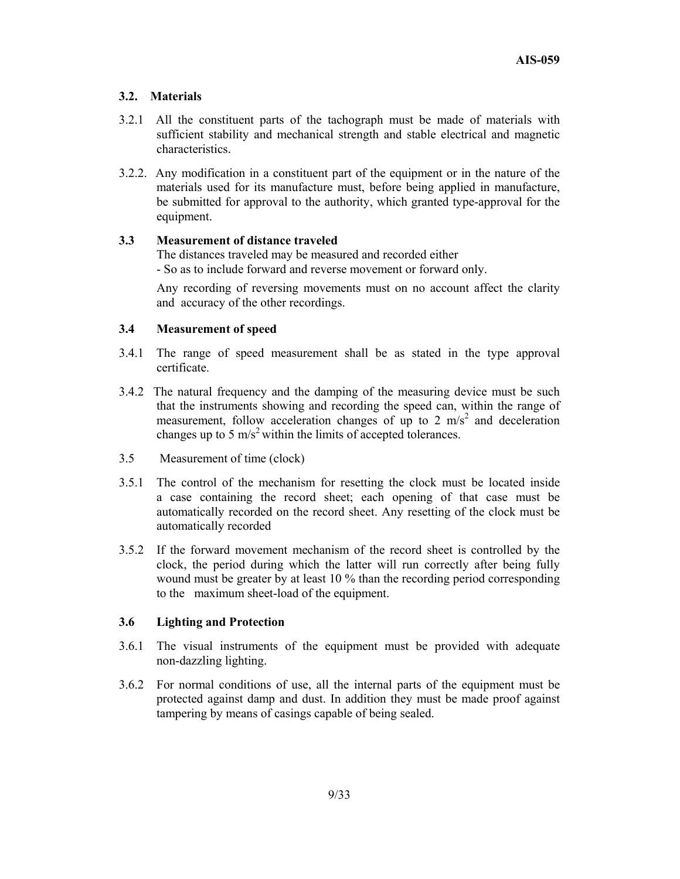### 3.2. Materials

3.2.1 All the constituent parts of the tachograph must be made of materials with sufficient stability and mechanical strength and stable electrical and magnetic characteristics.

3.2.2. Any modification in a constituent part of the equipment or in the nature of the materials used for its manufacture must, before being applied in manufacture, be submitted for approval to the authority, which granted type-approval for the equipment.

### 3.3 Measurement of distance traveled

The distances traveled may be measured and recorded either

- So as to include forward and reverse movement or forward only.

Any recording of reversing movements must on no account affect the clarity and accuracy of the other recordings.

### 3.4 Measurement of speed

3.4.1 The range of speed measurement shall be as stated in the type approval certificate.

3.4.2 The natural frequency and the damping of the measuring device must be such that the instruments showing and recording the speed can, within the range of measurement, follow acceleration changes of up to 2 $m/s^2$ and deceleration changes up to 5 $m/s^2$ within the limits of accepted tolerances.

3.5 Measurement of time (clock)

3.5.1 The control of the mechanism for resetting the clock must be located inside a case containing the record sheet; each opening of that case must be automatically recorded on the record sheet. Any resetting of the clock must be automatically recorded

3.5.2 If the forward movement mechanism of the record sheet is controlled by the clock, the period during which the latter will run correctly after being fully wound must be greater by at least 10 % than the recording period corresponding to the maximum sheet-load of the equipment.

### 3.6 Lighting and Protection

3.6.1 The visual instruments of the equipment must be provided with adequate non-dazzling lighting.

3.6.2 For normal conditions of use, all the internal parts of the equipment must be protected against damp and dust. In addition they must be made proof against tampering by means of casings capable of being sealed.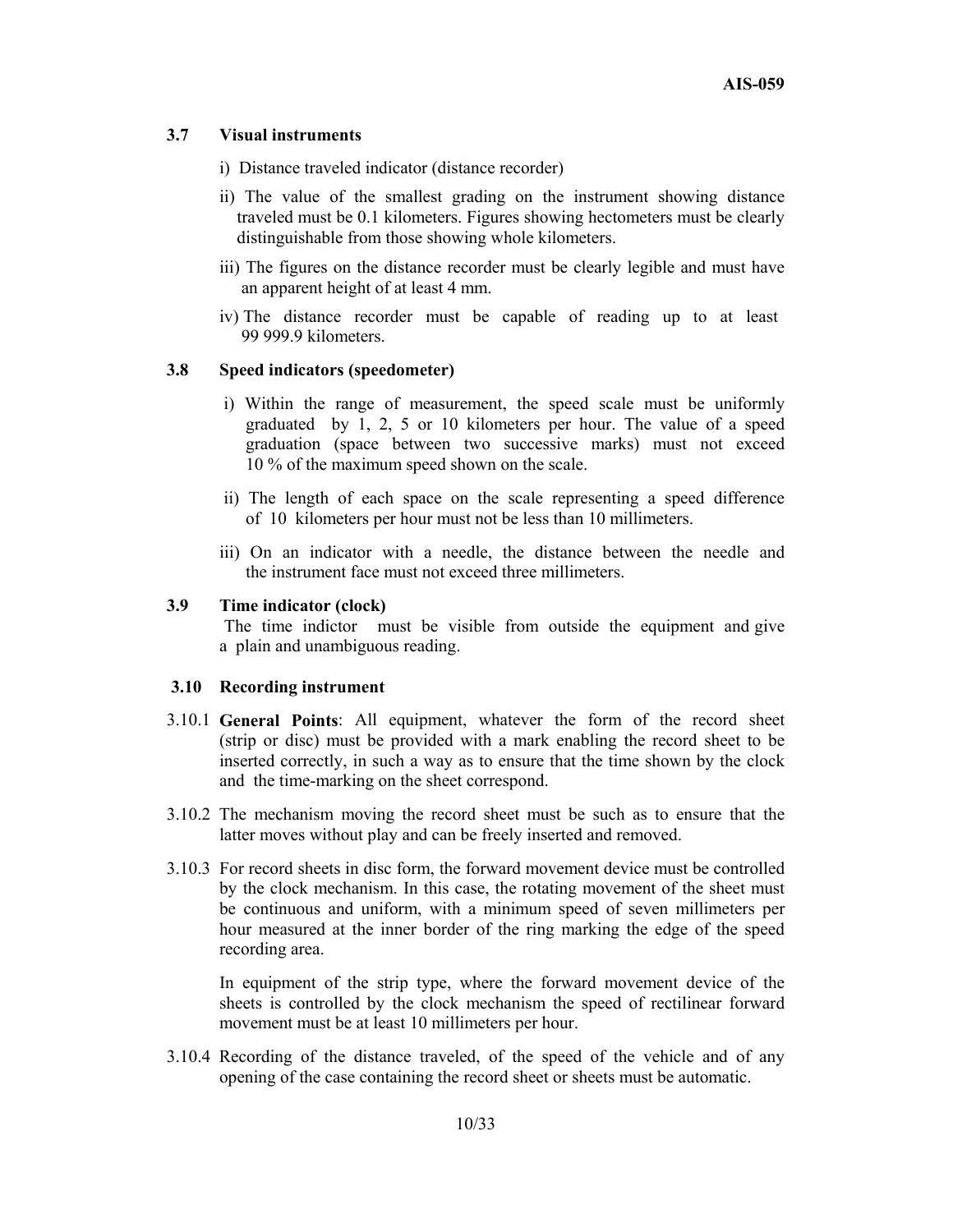### 3.7 Visual instruments

i) Distance traveled indicator (distance recorder)

ii) The value of the smallest grading on the instrument showing distance traveled must be 0.1 kilometers. Figures showing hectometers must be clearly distinguishable from those showing whole kilometers.

iii) The figures on the distance recorder must be clearly legible and must have an apparent height of at least 4 mm.

iv) The distance recorder must be capable of reading up to at least 99 999.9 kilometers.

### 3.8 Speed indicators (speedometer)

i) Within the range of measurement, the speed scale must be uniformly graduated by 1, 2, 5 or 10 kilometers per hour. The value of a speed graduation (space between two successive marks) must not exceed 10 % of the maximum speed shown on the scale.

ii) The length of each space on the scale representing a speed difference of 10 kilometers per hour must not be less than 10 millimeters.

iii) On an indicator with a needle, the distance between the needle and the instrument face must not exceed three millimeters.

### 3.9 Time indicator (clock)

The time indictor must be visible from outside the equipment and give a plain and unambiguous reading.

### 3.10 Recording instrument

3.10.1 **General Points**: All equipment, whatever the form of the record sheet (strip or disc) must be provided with a mark enabling the record sheet to be inserted correctly, in such a way as to ensure that the time shown by the clock and the time-marking on the sheet correspond.

3.10.2 The mechanism moving the record sheet must be such as to ensure that the latter moves without play and can be freely inserted and removed.

3.10.3 For record sheets in disc form, the forward movement device must be controlled by the clock mechanism. In this case, the rotating movement of the sheet must be continuous and uniform, with a minimum speed of seven millimeters per hour measured at the inner border of the ring marking the edge of the speed recording area.

In equipment of the strip type, where the forward movement device of the sheets is controlled by the clock mechanism the speed of rectilinear forward movement must be at least 10 millimeters per hour.

3.10.4 Recording of the distance traveled, of the speed of the vehicle and of any opening of the case containing the record sheet or sheets must be automatic.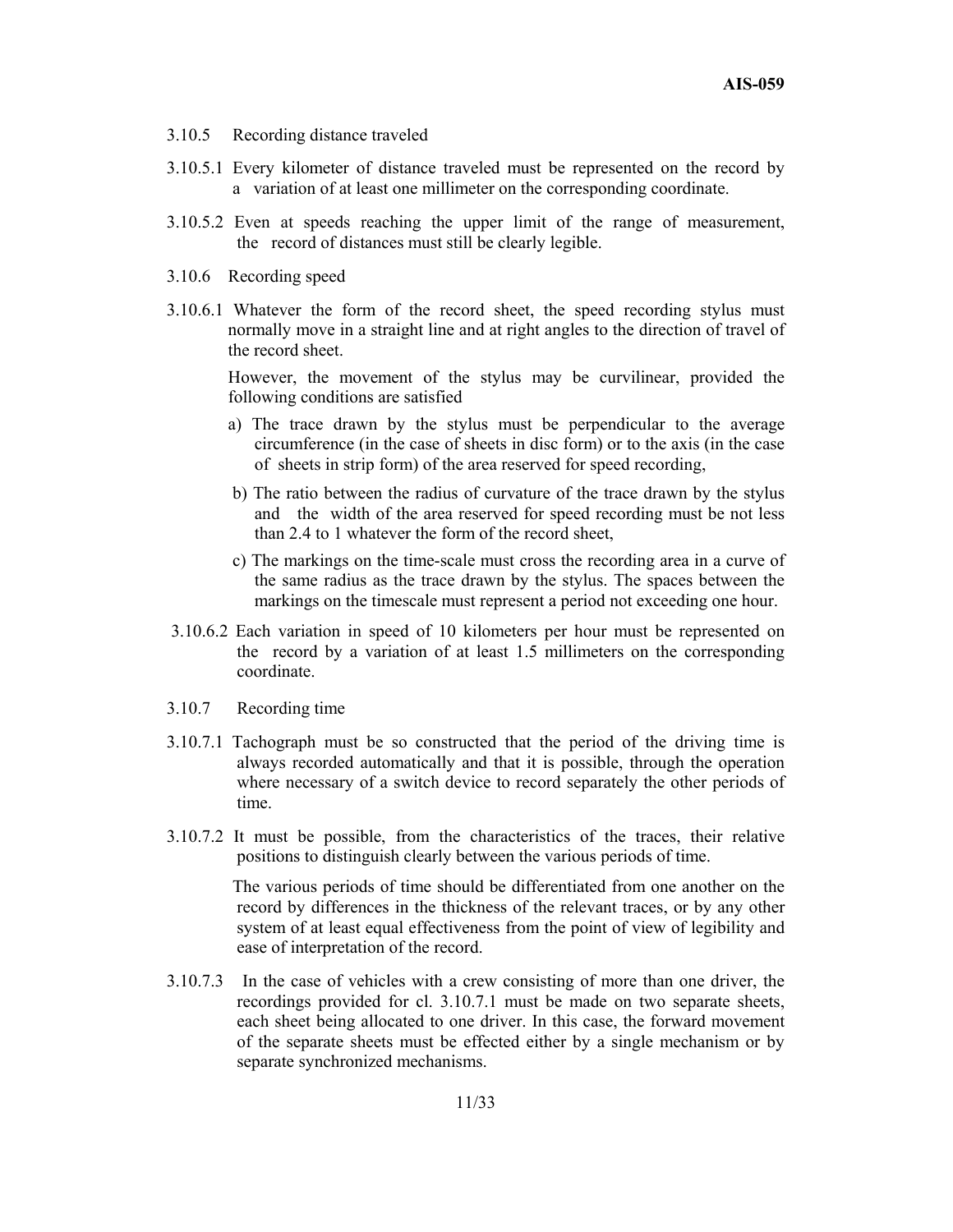3.10.5 Recording distance traveled

3.10.5.1 Every kilometer of distance traveled must be represented on the record by a variation of at least one millimeter on the corresponding coordinate.

3.10.5.2 Even at speeds reaching the upper limit of the range of measurement, the record of distances must still be clearly legible.

3.10.6 Recording speed

3.10.6.1 Whatever the form of the record sheet, the speed recording stylus must normally move in a straight line and at right angles to the direction of travel of the record sheet.

However, the movement of the stylus may be curvilinear, provided the following conditions are satisfied

a) The trace drawn by the stylus must be perpendicular to the average circumference (in the case of sheets in disc form) or to the axis (in the case of sheets in strip form) of the area reserved for speed recording,

b) The ratio between the radius of curvature of the trace drawn by the stylus and the width of the area reserved for speed recording must be not less than 2.4 to 1 whatever the form of the record sheet,

c) The markings on the time-scale must cross the recording area in a curve of the same radius as the trace drawn by the stylus. The spaces between the markings on the timescale must represent a period not exceeding one hour.

3.10.6.2 Each variation in speed of 10 kilometers per hour must be represented on the record by a variation of at least 1.5 millimeters on the corresponding coordinate.

3.10.7 Recording time

3.10.7.1 Tachograph must be so constructed that the period of the driving time is always recorded automatically and that it is possible, through the operation where necessary of a switch device to record separately the other periods of time.

3.10.7.2 It must be possible, from the characteristics of the traces, their relative positions to distinguish clearly between the various periods of time.

The various periods of time should be differentiated from one another on the record by differences in the thickness of the relevant traces, or by any other system of at least equal effectiveness from the point of view of legibility and ease of interpretation of the record.

3.10.7.3 In the case of vehicles with a crew consisting of more than one driver, the recordings provided for cl. 3.10.7.1 must be made on two separate sheets, each sheet being allocated to one driver. In this case, the forward movement of the separate sheets must be effected either by a single mechanism or by separate synchronized mechanisms.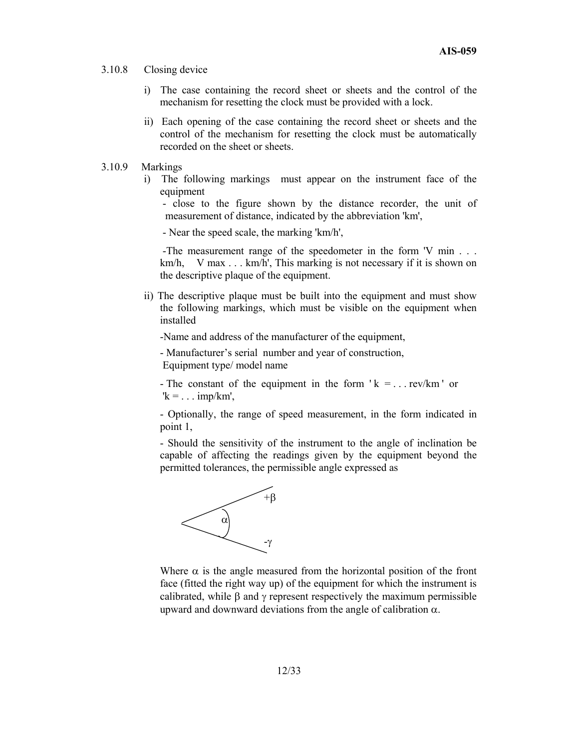3.10.8 Closing device

i) The case containing the record sheet or sheets and the control of the mechanism for resetting the clock must be provided with a lock.

ii) Each opening of the case containing the record sheet or sheets and the control of the mechanism for resetting the clock must be automatically recorded on the sheet or sheets.

3.10.9 Markings

i) The following markings must appear on the instrument face of the equipment

- close to the figure shown by the distance recorder, the unit of measurement of distance, indicated by the abbreviation 'km',

- Near the speed scale, the marking 'km/h',

- The measurement range of the speedometer in the form 'V min . . . km/h, V max . . . km/h', This marking is not necessary if it is shown on the descriptive plaque of the equipment.

ii) The descriptive plaque must be built into the equipment and must show the following markings, which must be visible on the equipment when installed

- Name and address of the manufacturer of the equipment,

- Manufacturer's serial number and year of construction, Equipment type/ model name

- The constant of the equipment in the form 'k = . . . rev/km' or 'k = . . . imp/km',

- Optionally, the range of speed measurement, in the form indicated in point 1,

- Should the sensitivity of the instrument to the angle of inclination be capable of affecting the readings given by the equipment beyond the permitted tolerances, the permissible angle expressed as

$$\alpha \; {}^{+\beta}_{-\gamma}$$

Where $\alpha$ is the angle measured from the horizontal position of the front face (fitted the right way up) of the equipment for which the instrument is calibrated, while $\beta$ and $\gamma$ represent respectively the maximum permissible upward and downward deviations from the angle of calibration $\alpha$.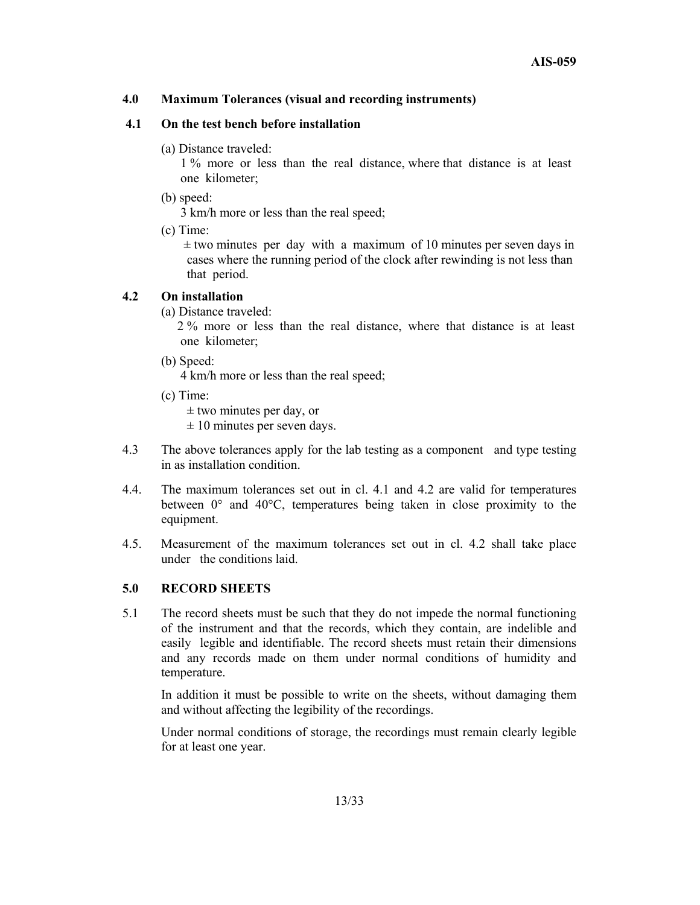## 4.0 Maximum Tolerances (visual and recording instruments)

### 4.1 On the test bench before installation

(a) Distance traveled:

1 % more or less than the real distance, where that distance is at least one kilometer;

(b) speed:

3 km/h more or less than the real speed;

(c) Time:

± two minutes per day with a maximum of 10 minutes per seven days in cases where the running period of the clock after rewinding is not less than that period.

### 4.2 On installation

(a) Distance traveled:

2 % more or less than the real distance, where that distance is at least one kilometer;

(b) Speed:

4 km/h more or less than the real speed;

(c) Time:

± two minutes per day, or

± 10 minutes per seven days.

4.3 The above tolerances apply for the lab testing as a component and type testing in as installation condition.

4.4. The maximum tolerances set out in cl. 4.1 and 4.2 are valid for temperatures between 0° and 40°C, temperatures being taken in close proximity to the equipment.

4.5. Measurement of the maximum tolerances set out in cl. 4.2 shall take place under the conditions laid.

## 5.0 RECORD SHEETS

5.1 The record sheets must be such that they do not impede the normal functioning of the instrument and that the records, which they contain, are indelible and easily legible and identifiable. The record sheets must retain their dimensions and any records made on them under normal conditions of humidity and temperature.

In addition it must be possible to write on the sheets, without damaging them and without affecting the legibility of the recordings.

Under normal conditions of storage, the recordings must remain clearly legible for at least one year.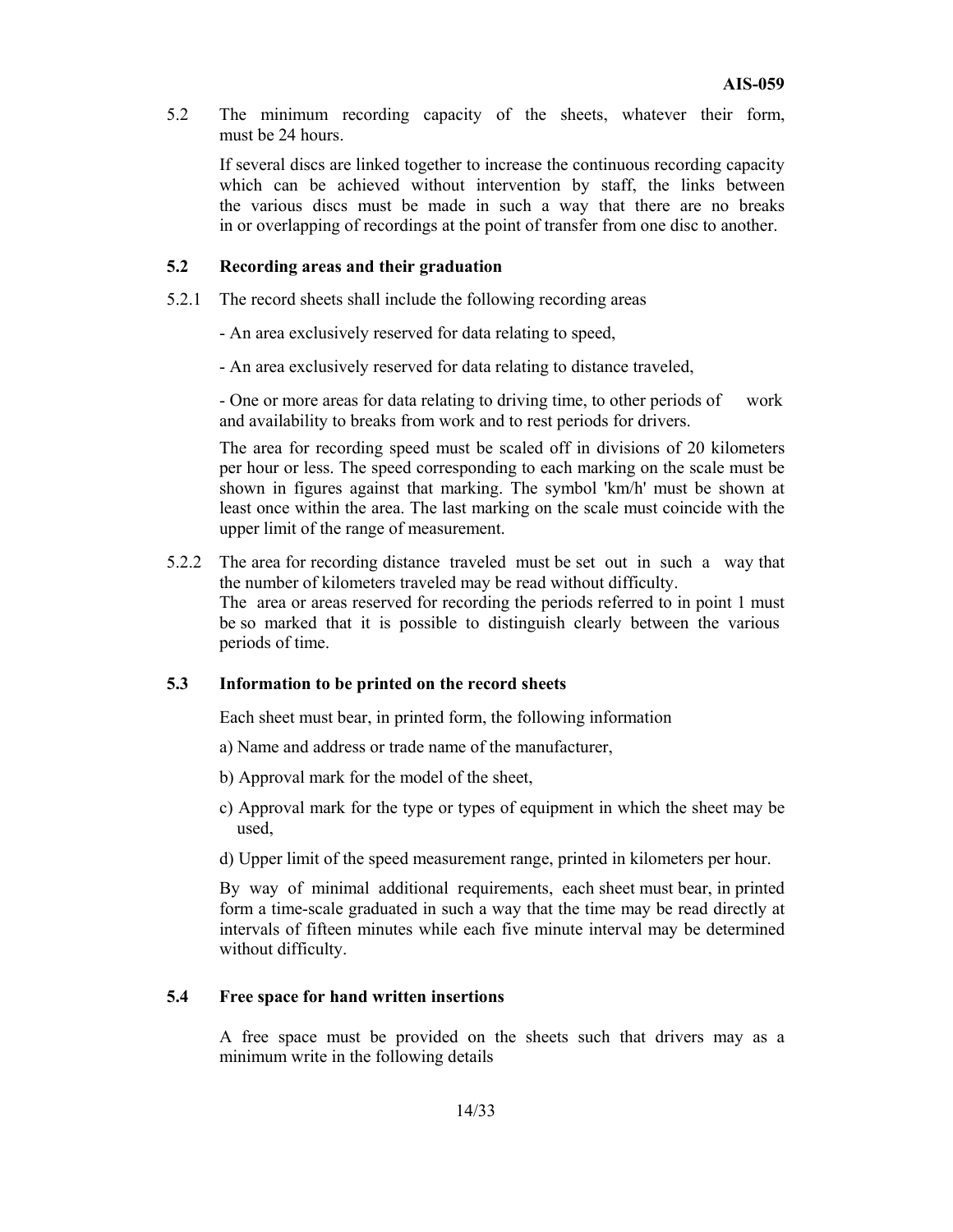5.2 The minimum recording capacity of the sheets, whatever their form, must be 24 hours.

If several discs are linked together to increase the continuous recording capacity which can be achieved without intervention by staff, the links between the various discs must be made in such a way that there are no breaks in or overlapping of recordings at the point of transfer from one disc to another.

**5.2 Recording areas and their graduation**

5.2.1 The record sheets shall include the following recording areas

- An area exclusively reserved for data relating to speed,

- An area exclusively reserved for data relating to distance traveled,

- One or more areas for data relating to driving time, to other periods of work and availability to breaks from work and to rest periods for drivers.

The area for recording speed must be scaled off in divisions of 20 kilometers per hour or less. The speed corresponding to each marking on the scale must be shown in figures against that marking. The symbol 'km/h' must be shown at least once within the area. The last marking on the scale must coincide with the upper limit of the range of measurement.

5.2.2 The area for recording distance traveled must be set out in such a way that the number of kilometers traveled may be read without difficulty.
The area or areas reserved for recording the periods referred to in point 1 must be so marked that it is possible to distinguish clearly between the various periods of time.

**5.3 Information to be printed on the record sheets**

Each sheet must bear, in printed form, the following information

a) Name and address or trade name of the manufacturer,

b) Approval mark for the model of the sheet,

c) Approval mark for the type or types of equipment in which the sheet may be used,

d) Upper limit of the speed measurement range, printed in kilometers per hour.

By way of minimal additional requirements, each sheet must bear, in printed form a time-scale graduated in such a way that the time may be read directly at intervals of fifteen minutes while each five minute interval may be determined without difficulty.

**5.4 Free space for hand written insertions**

A free space must be provided on the sheets such that drivers may as a minimum write in the following details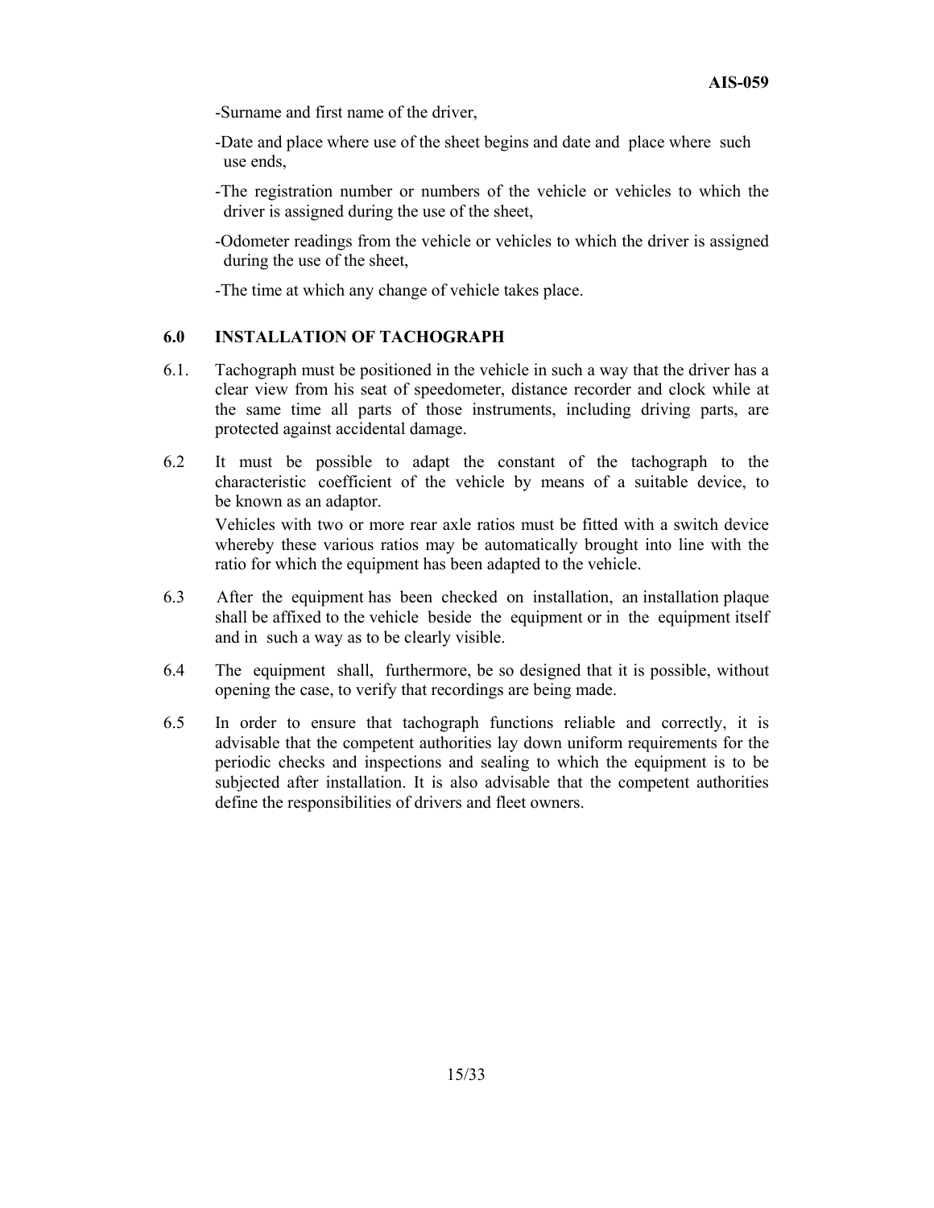-Surname and first name of the driver,

-Date and place where use of the sheet begins and date and place where such use ends,

-The registration number or numbers of the vehicle or vehicles to which the driver is assigned during the use of the sheet,

-Odometer readings from the vehicle or vehicles to which the driver is assigned during the use of the sheet,

-The time at which any change of vehicle takes place.

## 6.0 INSTALLATION OF TACHOGRAPH

6.1. Tachograph must be positioned in the vehicle in such a way that the driver has a clear view from his seat of speedometer, distance recorder and clock while at the same time all parts of those instruments, including driving parts, are protected against accidental damage.

6.2 It must be possible to adapt the constant of the tachograph to the characteristic coefficient of the vehicle by means of a suitable device, to be known as an adaptor.

Vehicles with two or more rear axle ratios must be fitted with a switch device whereby these various ratios may be automatically brought into line with the ratio for which the equipment has been adapted to the vehicle.

6.3 After the equipment has been checked on installation, an installation plaque shall be affixed to the vehicle beside the equipment or in the equipment itself and in such a way as to be clearly visible.

6.4 The equipment shall, furthermore, be so designed that it is possible, without opening the case, to verify that recordings are being made.

6.5 In order to ensure that tachograph functions reliable and correctly, it is advisable that the competent authorities lay down uniform requirements for the periodic checks and inspections and sealing to which the equipment is to be subjected after installation. It is also advisable that the competent authorities define the responsibilities of drivers and fleet owners.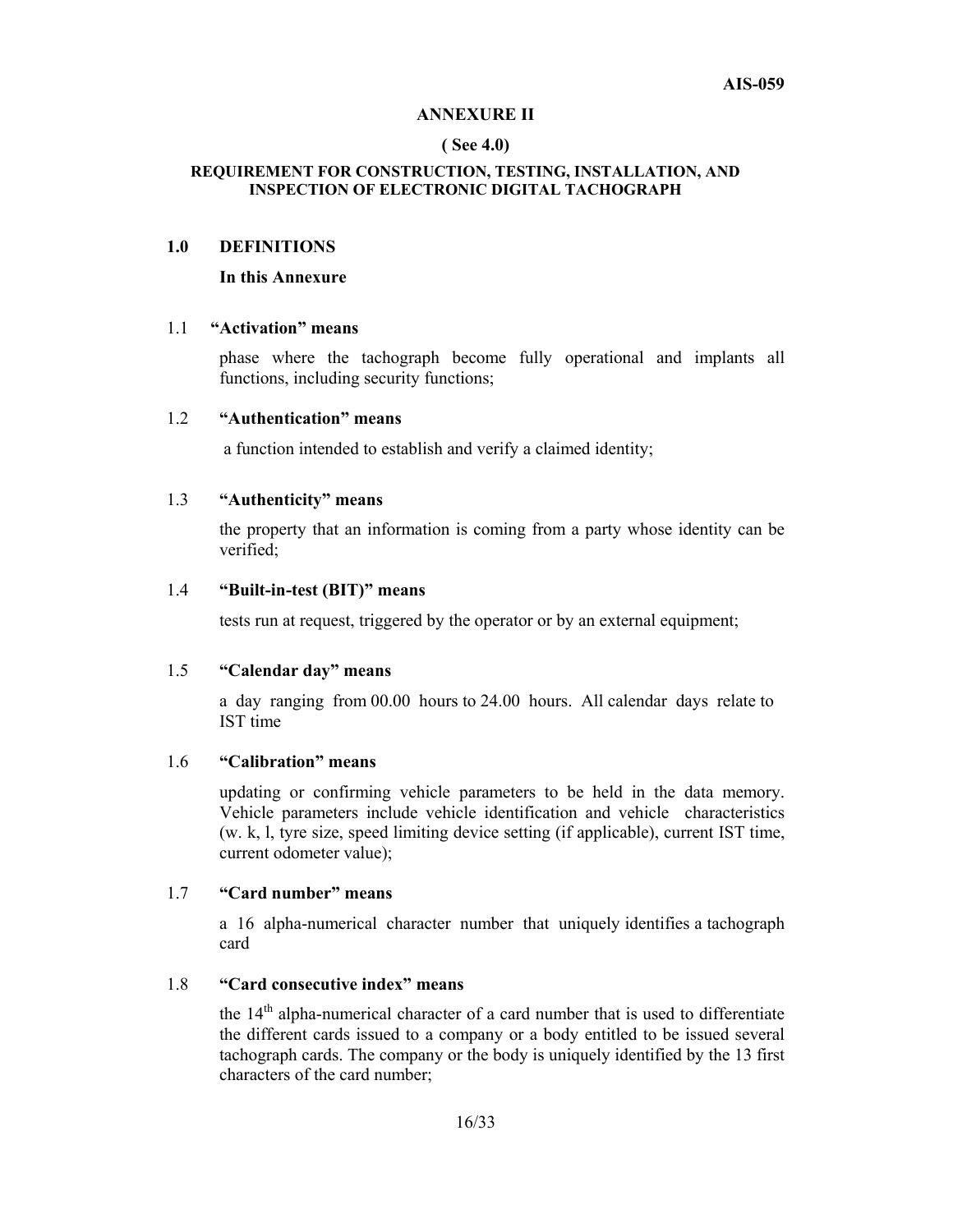## ANNEXURE II

**( See 4.0)**

**REQUIREMENT FOR CONSTRUCTION, TESTING, INSTALLATION, AND INSPECTION OF ELECTRONIC DIGITAL TACHOGRAPH**

### 1.0 DEFINITIONS

**In this Annexure**

1.1 **“Activation” means**

phase where the tachograph become fully operational and implants all functions, including security functions;

1.2 **“Authentication” means**

a function intended to establish and verify a claimed identity;

1.3 **“Authenticity” means**

the property that an information is coming from a party whose identity can be verified;

1.4 **“Built-in-test (BIT)” means**

tests run at request, triggered by the operator or by an external equipment;

1.5 **“Calendar day” means**

a day ranging from 00.00 hours to 24.00 hours. All calendar days relate to IST time

1.6 **“Calibration” means**

updating or confirming vehicle parameters to be held in the data memory. Vehicle parameters include vehicle identification and vehicle characteristics (w. k, l, tyre size, speed limiting device setting (if applicable), current IST time, current odometer value);

1.7 **“Card number” means**

a 16 alpha-numerical character number that uniquely identifies a tachograph card

1.8 **“Card consecutive index” means**

the 14th alpha-numerical character of a card number that is used to differentiate the different cards issued to a company or a body entitled to be issued several tachograph cards. The company or the body is uniquely identified by the 13 first characters of the card number;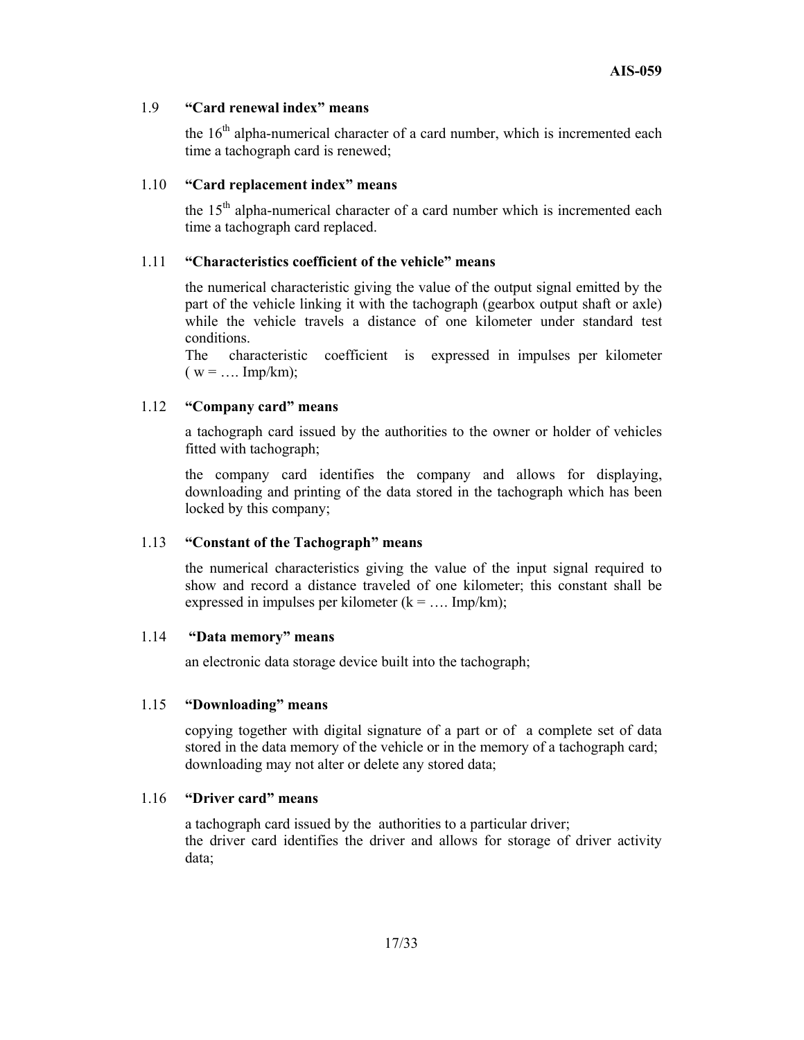1.9 **"Card renewal index" means**

the 16th alpha-numerical character of a card number, which is incremented each time a tachograph card is renewed;

1.10 **"Card replacement index" means**

the 15th alpha-numerical character of a card number which is incremented each time a tachograph card replaced.

1.11 **"Characteristics coefficient of the vehicle" means**

the numerical characteristic giving the value of the output signal emitted by the part of the vehicle linking it with the tachograph (gearbox output shaft or axle) while the vehicle travels a distance of one kilometer under standard test conditions.
The characteristic coefficient is expressed in impulses per kilometer ( w = …. Imp/km);

1.12 **"Company card" means**

a tachograph card issued by the authorities to the owner or holder of vehicles fitted with tachograph;

the company card identifies the company and allows for displaying, downloading and printing of the data stored in the tachograph which has been locked by this company;

1.13 **"Constant of the Tachograph" means**

the numerical characteristics giving the value of the input signal required to show and record a distance traveled of one kilometer; this constant shall be expressed in impulses per kilometer (k = …. Imp/km);

1.14 **"Data memory" means**

an electronic data storage device built into the tachograph;

1.15 **"Downloading" means**

copying together with digital signature of a part or of a complete set of data stored in the data memory of the vehicle or in the memory of a tachograph card; downloading may not alter or delete any stored data;

1.16 **"Driver card" means**

a tachograph card issued by the authorities to a particular driver;
the driver card identifies the driver and allows for storage of driver activity data;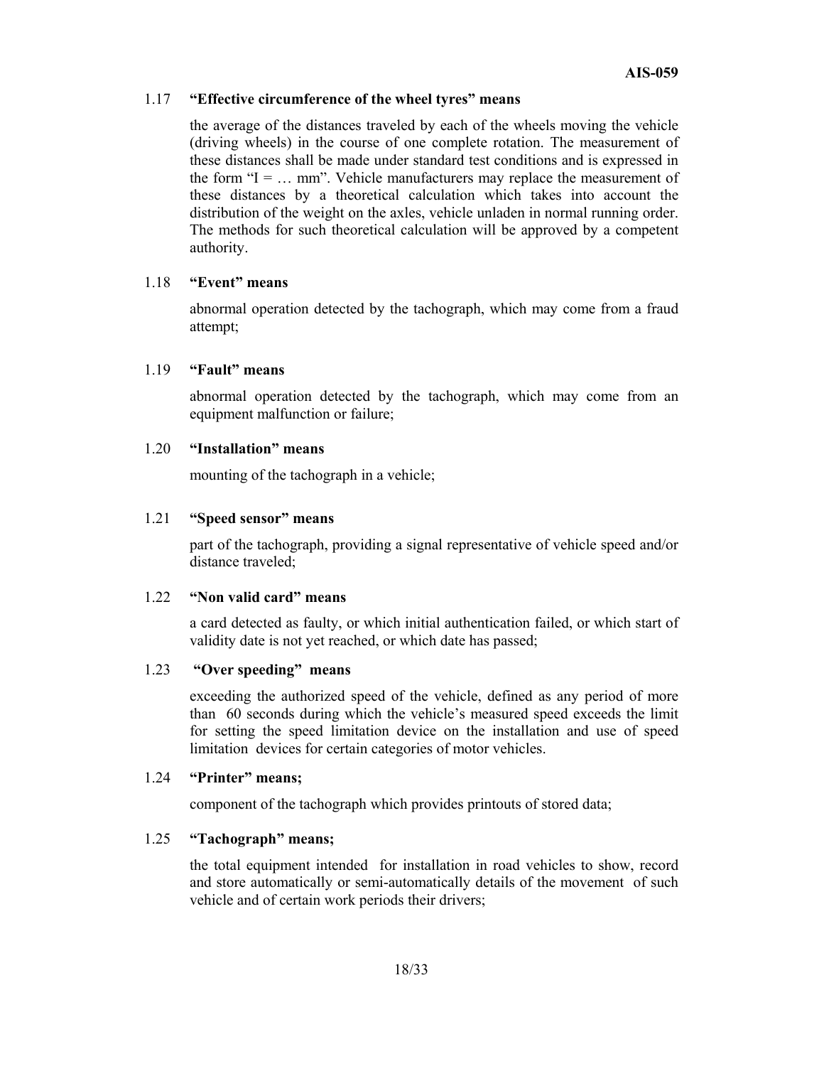1.17 **"Effective circumference of the wheel tyres" means**

the average of the distances traveled by each of the wheels moving the vehicle (driving wheels) in the course of one complete rotation. The measurement of these distances shall be made under standard test conditions and is expressed in the form "I = … mm". Vehicle manufacturers may replace the measurement of these distances by a theoretical calculation which takes into account the distribution of the weight on the axles, vehicle unladen in normal running order. The methods for such theoretical calculation will be approved by a competent authority.

1.18 **"Event" means**

abnormal operation detected by the tachograph, which may come from a fraud attempt;

1.19 **"Fault" means**

abnormal operation detected by the tachograph, which may come from an equipment malfunction or failure;

1.20 **"Installation" means**

mounting of the tachograph in a vehicle;

1.21 **"Speed sensor" means**

part of the tachograph, providing a signal representative of vehicle speed and/or distance traveled;

1.22 **"Non valid card" means**

a card detected as faulty, or which initial authentication failed, or which start of validity date is not yet reached, or which date has passed;

1.23 **"Over speeding" means**

exceeding the authorized speed of the vehicle, defined as any period of more than 60 seconds during which the vehicle's measured speed exceeds the limit for setting the speed limitation device on the installation and use of speed limitation devices for certain categories of motor vehicles.

1.24 **"Printer" means;**

component of the tachograph which provides printouts of stored data;

1.25 **"Tachograph" means;**

the total equipment intended for installation in road vehicles to show, record and store automatically or semi-automatically details of the movement of such vehicle and of certain work periods their drivers;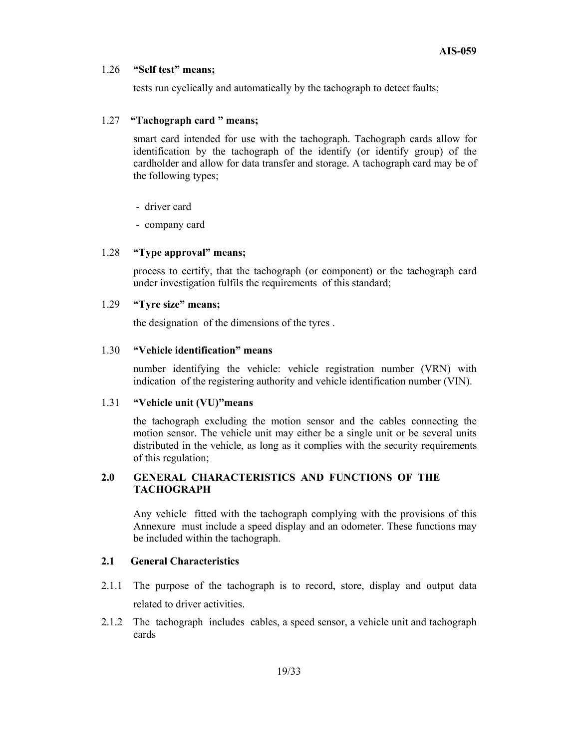1.26 **"Self test" means;**

tests run cyclically and automatically by the tachograph to detect faults;

1.27 **"Tachograph card " means;**

smart card intended for use with the tachograph. Tachograph cards allow for identification by the tachograph of the identify (or identify group) of the cardholder and allow for data transfer and storage. A tachograph card may be of the following types;

- driver card
- company card

1.28 **"Type approval" means;**

process to certify, that the tachograph (or component) or the tachograph card under investigation fulfils the requirements of this standard;

1.29 **"Tyre size" means;**

the designation of the dimensions of the tyres .

1.30 **"Vehicle identification" means**

number identifying the vehicle: vehicle registration number (VRN) with indication of the registering authority and vehicle identification number (VIN).

1.31 **"Vehicle unit (VU)"means**

the tachograph excluding the motion sensor and the cables connecting the motion sensor. The vehicle unit may either be a single unit or be several units distributed in the vehicle, as long as it complies with the security requirements of this regulation;

## 2.0 GENERAL CHARACTERISTICS AND FUNCTIONS OF THE TACHOGRAPH

Any vehicle fitted with the tachograph complying with the provisions of this Annexure must include a speed display and an odometer. These functions may be included within the tachograph.

### 2.1 General Characteristics

2.1.1 The purpose of the tachograph is to record, store, display and output data related to driver activities.

2.1.2 The tachograph includes cables, a speed sensor, a vehicle unit and tachograph cards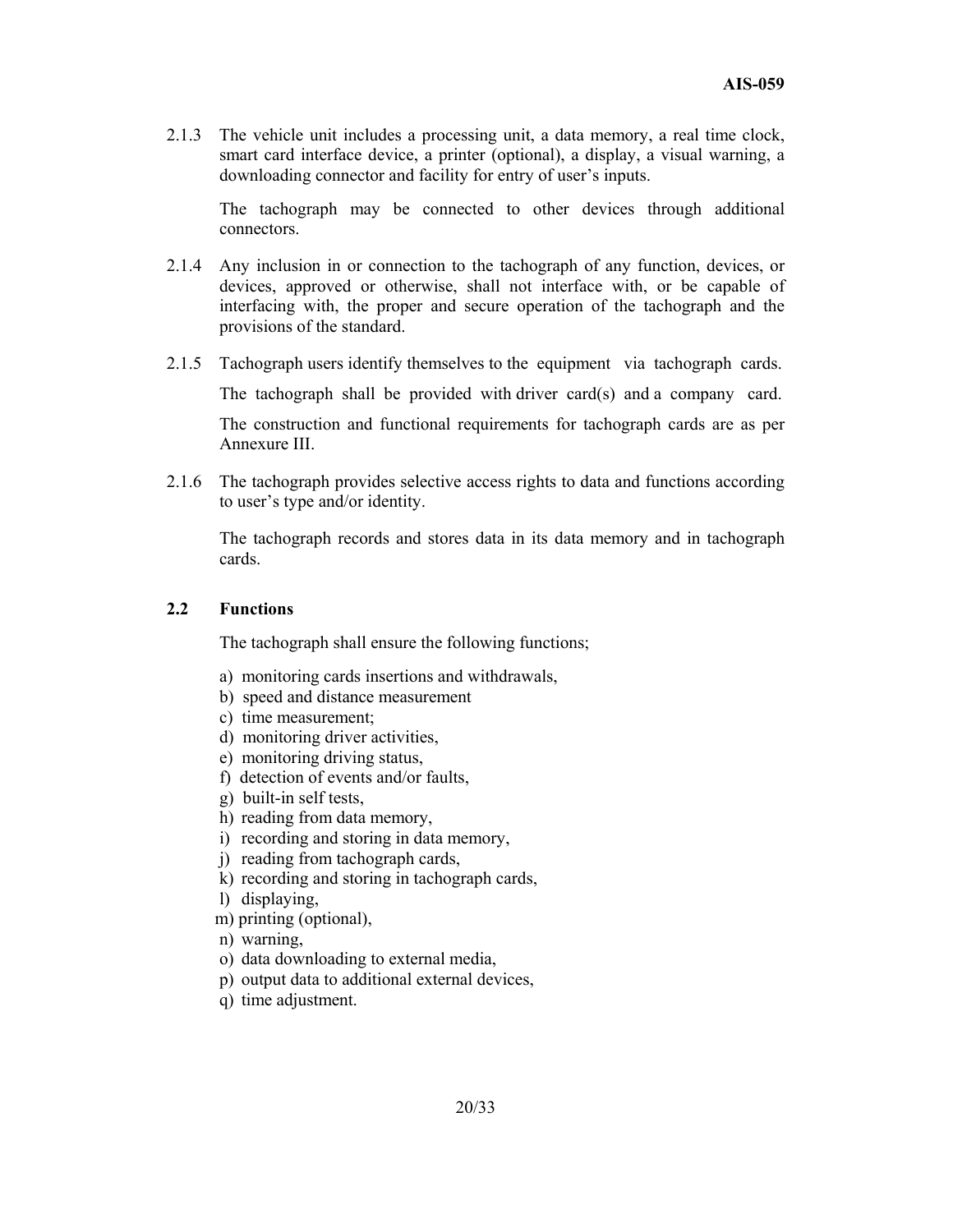2.1.3 The vehicle unit includes a processing unit, a data memory, a real time clock, smart card interface device, a printer (optional), a display, a visual warning, a downloading connector and facility for entry of user's inputs.

The tachograph may be connected to other devices through additional connectors.

2.1.4 Any inclusion in or connection to the tachograph of any function, devices, or devices, approved or otherwise, shall not interface with, or be capable of interfacing with, the proper and secure operation of the tachograph and the provisions of the standard.

2.1.5 Tachograph users identify themselves to the equipment via tachograph cards.

The tachograph shall be provided with driver card(s) and a company card.

The construction and functional requirements for tachograph cards are as per Annexure III.

2.1.6 The tachograph provides selective access rights to data and functions according to user's type and/or identity.

The tachograph records and stores data in its data memory and in tachograph cards.

**2.2 Functions**

The tachograph shall ensure the following functions;

a) monitoring cards insertions and withdrawals,
b) speed and distance measurement
c) time measurement;
d) monitoring driver activities,
e) monitoring driving status,
f) detection of events and/or faults,
g) built-in self tests,
h) reading from data memory,
i) recording and storing in data memory,
j) reading from tachograph cards,
k) recording and storing in tachograph cards,
l) displaying,
m) printing (optional),
n) warning,
o) data downloading to external media,
p) output data to additional external devices,
q) time adjustment.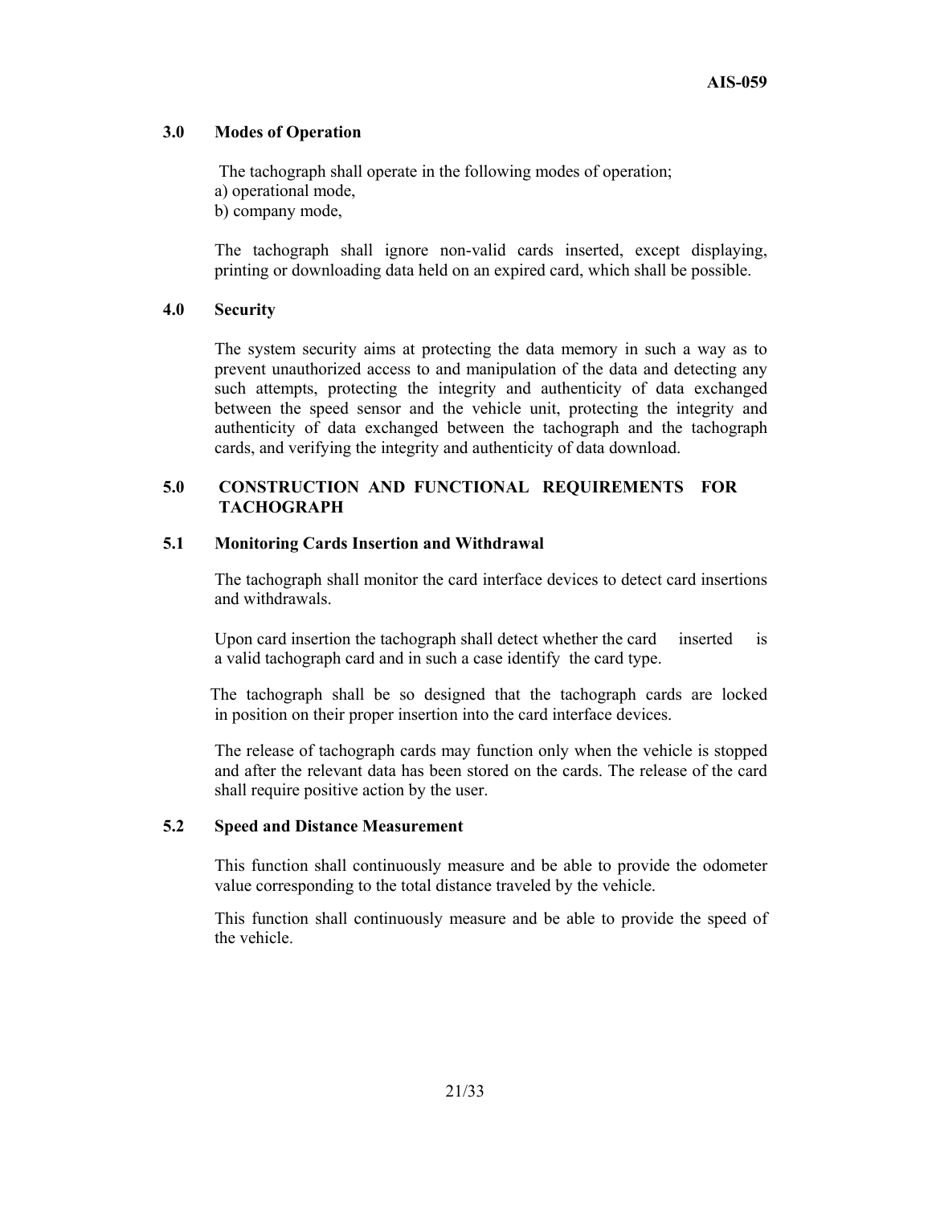## 3.0 Modes of Operation

The tachograph shall operate in the following modes of operation;
a) operational mode,
b) company mode,

The tachograph shall ignore non-valid cards inserted, except displaying, printing or downloading data held on an expired card, which shall be possible.

## 4.0 Security

The system security aims at protecting the data memory in such a way as to prevent unauthorized access to and manipulation of the data and detecting any such attempts, protecting the integrity and authenticity of data exchanged between the speed sensor and the vehicle unit, protecting the integrity and authenticity of data exchanged between the tachograph and the tachograph cards, and verifying the integrity and authenticity of data download.

## 5.0 CONSTRUCTION AND FUNCTIONAL REQUIREMENTS FOR TACHOGRAPH

### 5.1 Monitoring Cards Insertion and Withdrawal

The tachograph shall monitor the card interface devices to detect card insertions and withdrawals.

Upon card insertion the tachograph shall detect whether the card inserted is a valid tachograph card and in such a case identify the card type.

The tachograph shall be so designed that the tachograph cards are locked in position on their proper insertion into the card interface devices.

The release of tachograph cards may function only when the vehicle is stopped and after the relevant data has been stored on the cards. The release of the card shall require positive action by the user.

### 5.2 Speed and Distance Measurement

This function shall continuously measure and be able to provide the odometer value corresponding to the total distance traveled by the vehicle.

This function shall continuously measure and be able to provide the speed of the vehicle.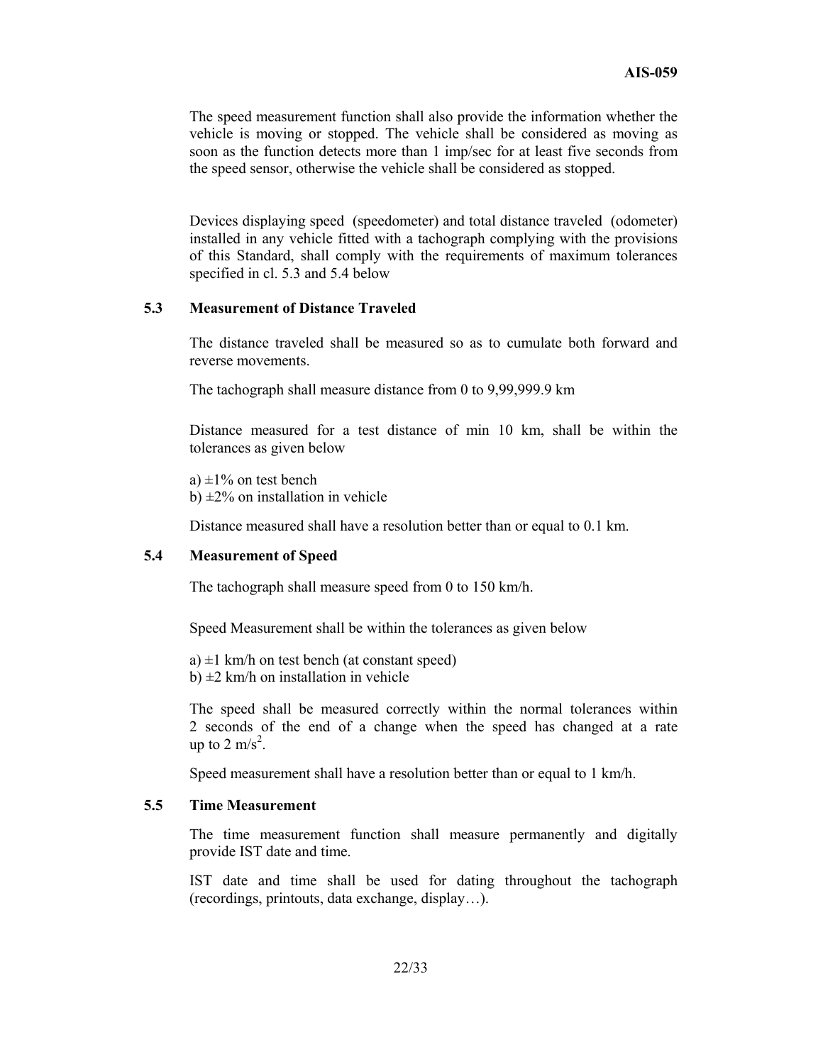The speed measurement function shall also provide the information whether the vehicle is moving or stopped. The vehicle shall be considered as moving as soon as the function detects more than 1 imp/sec for at least five seconds from the speed sensor, otherwise the vehicle shall be considered as stopped.

Devices displaying speed (speedometer) and total distance traveled (odometer) installed in any vehicle fitted with a tachograph complying with the provisions of this Standard, shall comply with the requirements of maximum tolerances specified in cl. 5.3 and 5.4 below

### 5.3 Measurement of Distance Traveled

The distance traveled shall be measured so as to cumulate both forward and reverse movements.

The tachograph shall measure distance from 0 to 9,99,999.9 km

Distance measured for a test distance of min 10 km, shall be within the tolerances as given below

a) ±1% on test bench
b) ±2% on installation in vehicle

Distance measured shall have a resolution better than or equal to 0.1 km.

### 5.4 Measurement of Speed

The tachograph shall measure speed from 0 to 150 km/h.

Speed Measurement shall be within the tolerances as given below

a) ±1 km/h on test bench (at constant speed)
b) ±2 km/h on installation in vehicle

The speed shall be measured correctly within the normal tolerances within 2 seconds of the end of a change when the speed has changed at a rate up to 2 $m/s^2$.

Speed measurement shall have a resolution better than or equal to 1 km/h.

### 5.5 Time Measurement

The time measurement function shall measure permanently and digitally provide IST date and time.

IST date and time shall be used for dating throughout the tachograph (recordings, printouts, data exchange, display…).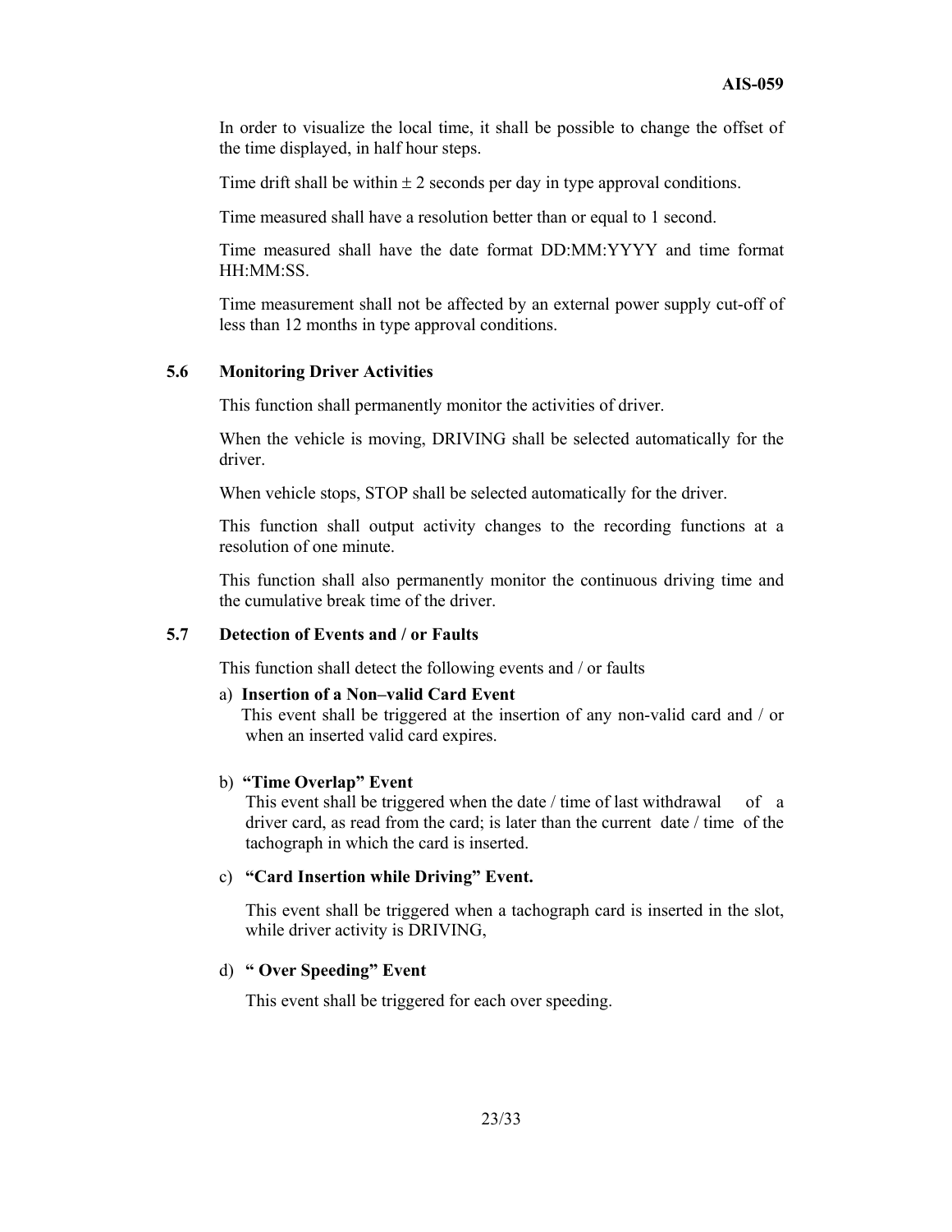In order to visualize the local time, it shall be possible to change the offset of the time displayed, in half hour steps.

Time drift shall be within ± 2 seconds per day in type approval conditions.

Time measured shall have a resolution better than or equal to 1 second.

Time measured shall have the date format DD:MM:YYYY and time format HH:MM:SS.

Time measurement shall not be affected by an external power supply cut-off of less than 12 months in type approval conditions.

### 5.6 Monitoring Driver Activities

This function shall permanently monitor the activities of driver.

When the vehicle is moving, DRIVING shall be selected automatically for the driver.

When vehicle stops, STOP shall be selected automatically for the driver.

This function shall output activity changes to the recording functions at a resolution of one minute.

This function shall also permanently monitor the continuous driving time and the cumulative break time of the driver.

### 5.7 Detection of Events and / or Faults

This function shall detect the following events and / or faults

a) **Insertion of a Non–valid Card Event**
This event shall be triggered at the insertion of any non-valid card and / or when an inserted valid card expires.

b) **"Time Overlap" Event**
This event shall be triggered when the date / time of last withdrawal of a driver card, as read from the card; is later than the current date / time of the tachograph in which the card is inserted.

c) **"Card Insertion while Driving" Event.**

This event shall be triggered when a tachograph card is inserted in the slot, while driver activity is DRIVING,

d) **" Over Speeding" Event**

This event shall be triggered for each over speeding.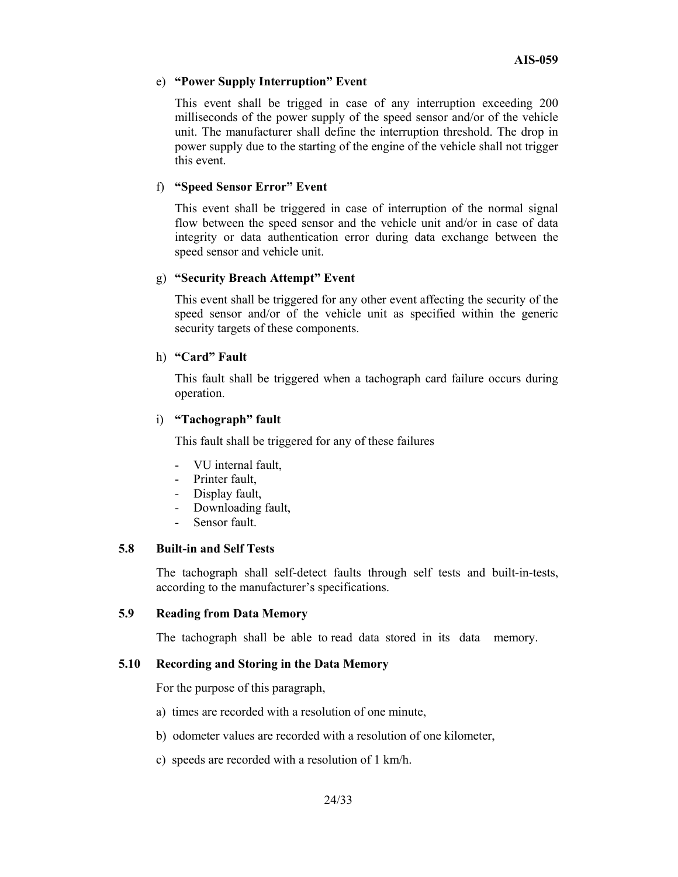e) **"Power Supply Interruption" Event**

This event shall be trigged in case of any interruption exceeding 200 milliseconds of the power supply of the speed sensor and/or of the vehicle unit. The manufacturer shall define the interruption threshold. The drop in power supply due to the starting of the engine of the vehicle shall not trigger this event.

f) **"Speed Sensor Error" Event**

This event shall be triggered in case of interruption of the normal signal flow between the speed sensor and the vehicle unit and/or in case of data integrity or data authentication error during data exchange between the speed sensor and vehicle unit.

g) **"Security Breach Attempt" Event**

This event shall be triggered for any other event affecting the security of the speed sensor and/or of the vehicle unit as specified within the generic security targets of these components.

h) **"Card" Fault**

This fault shall be triggered when a tachograph card failure occurs during operation.

i) **"Tachograph" fault**

This fault shall be triggered for any of these failures

- VU internal fault,
- Printer fault,
- Display fault,
- Downloading fault,
- Sensor fault.

### 5.8 Built-in and Self Tests

The tachograph shall self-detect faults through self tests and built-in-tests, according to the manufacturer's specifications.

### 5.9 Reading from Data Memory

The tachograph shall be able to read data stored in its data memory.

### 5.10 Recording and Storing in the Data Memory

For the purpose of this paragraph,

a) times are recorded with a resolution of one minute,

b) odometer values are recorded with a resolution of one kilometer,

c) speeds are recorded with a resolution of 1 km/h.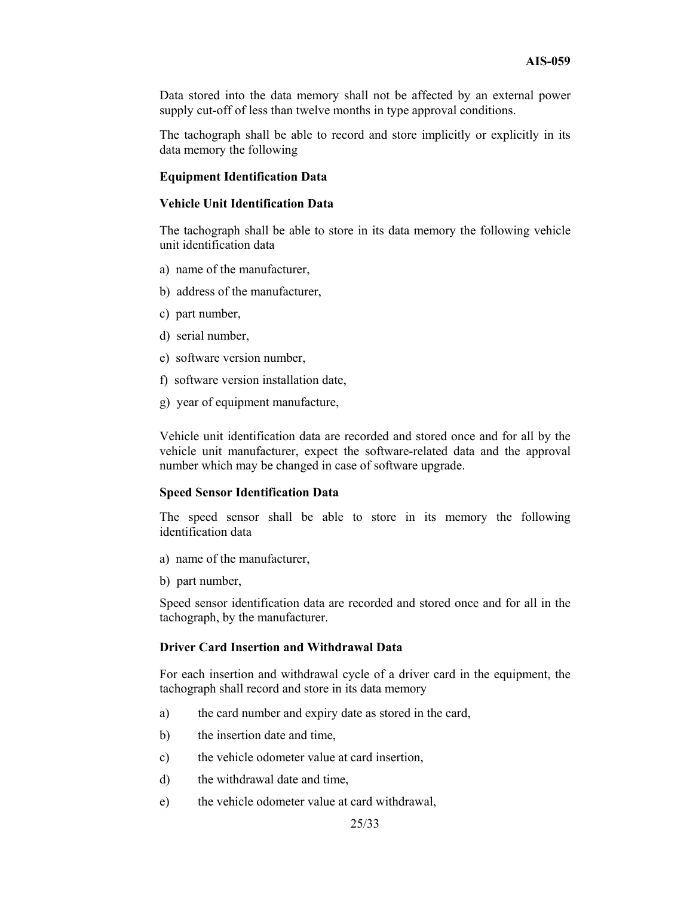Data stored into the data memory shall not be affected by an external power supply cut-off of less than twelve months in type approval conditions.

The tachograph shall be able to record and store implicitly or explicitly in its data memory the following

**Equipment Identification Data**

**Vehicle Unit Identification Data**

The tachograph shall be able to store in its data memory the following vehicle unit identification data

a) name of the manufacturer,

b) address of the manufacturer,

c) part number,

d) serial number,

e) software version number,

f) software version installation date,

g) year of equipment manufacture,

Vehicle unit identification data are recorded and stored once and for all by the vehicle unit manufacturer, expect the software-related data and the approval number which may be changed in case of software upgrade.

**Speed Sensor Identification Data**

The speed sensor shall be able to store in its memory the following identification data

a) name of the manufacturer,

b) part number,

Speed sensor identification data are recorded and stored once and for all in the tachograph, by the manufacturer.

**Driver Card Insertion and Withdrawal Data**

For each insertion and withdrawal cycle of a driver card in the equipment, the tachograph shall record and store in its data memory

a) the card number and expiry date as stored in the card,

b) the insertion date and time,

c) the vehicle odometer value at card insertion,

d) the withdrawal date and time,

e) the vehicle odometer value at card withdrawal,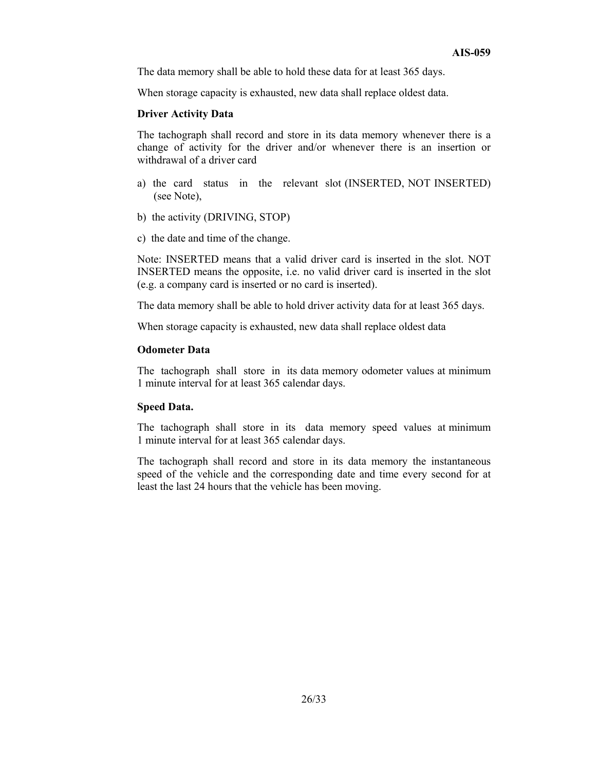The data memory shall be able to hold these data for at least 365 days.

When storage capacity is exhausted, new data shall replace oldest data.

**Driver Activity Data**

The tachograph shall record and store in its data memory whenever there is a change of activity for the driver and/or whenever there is an insertion or withdrawal of a driver card

a) the card status in the relevant slot (INSERTED, NOT INSERTED) (see Note),

b) the activity (DRIVING, STOP)

c) the date and time of the change.

Note: INSERTED means that a valid driver card is inserted in the slot. NOT INSERTED means the opposite, i.e. no valid driver card is inserted in the slot (e.g. a company card is inserted or no card is inserted).

The data memory shall be able to hold driver activity data for at least 365 days.

When storage capacity is exhausted, new data shall replace oldest data

**Odometer Data**

The tachograph shall store in its data memory odometer values at minimum 1 minute interval for at least 365 calendar days.

**Speed Data.**

The tachograph shall store in its data memory speed values at minimum 1 minute interval for at least 365 calendar days.

The tachograph shall record and store in its data memory the instantaneous speed of the vehicle and the corresponding date and time every second for at least the last 24 hours that the vehicle has been moving.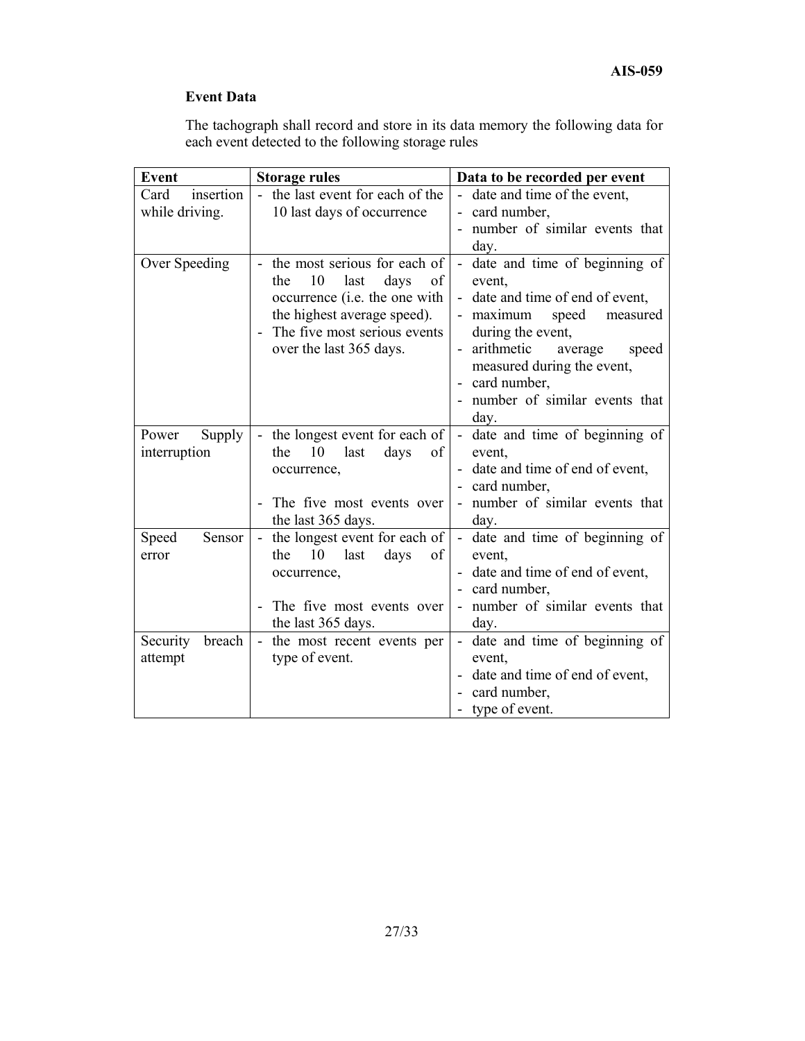**Event Data**

The tachograph shall record and store in its data memory the following data for each event detected to the following storage rules

| Event | Storage rules | Data to be recorded per event |
|---|---|---|
| Card insertion while driving. | - the last event for each of the 10 last days of occurrence | - date and time of the event,<br>- card number,<br>- number of similar events that day. |
| Over Speeding | - the most serious for each of the 10 last days of occurrence (i.e. the one with the highest average speed).<br>- The five most serious events over the last 365 days. | - date and time of beginning of event,<br>- date and time of end of event,<br>- maximum speed measured during the event,<br>- arithmetic average speed measured during the event,<br>- card number,<br>- number of similar events that day. |
| Power Supply interruption | - the longest event for each of the 10 last days of occurrence,<br><br>- The five most events over the last 365 days. | - date and time of beginning of event,<br>- date and time of end of event,<br>- card number,<br>- number of similar events that day. |
| Speed Sensor error | - the longest event for each of the 10 last days of occurrence,<br><br>- The five most events over the last 365 days. | - date and time of beginning of event,<br>- date and time of end of event,<br>- card number,<br>- number of similar events that day. |
| Security breach attempt | - the most recent events per type of event. | - date and time of beginning of event,<br>- date and time of end of event,<br>- card number,<br>- type of event. |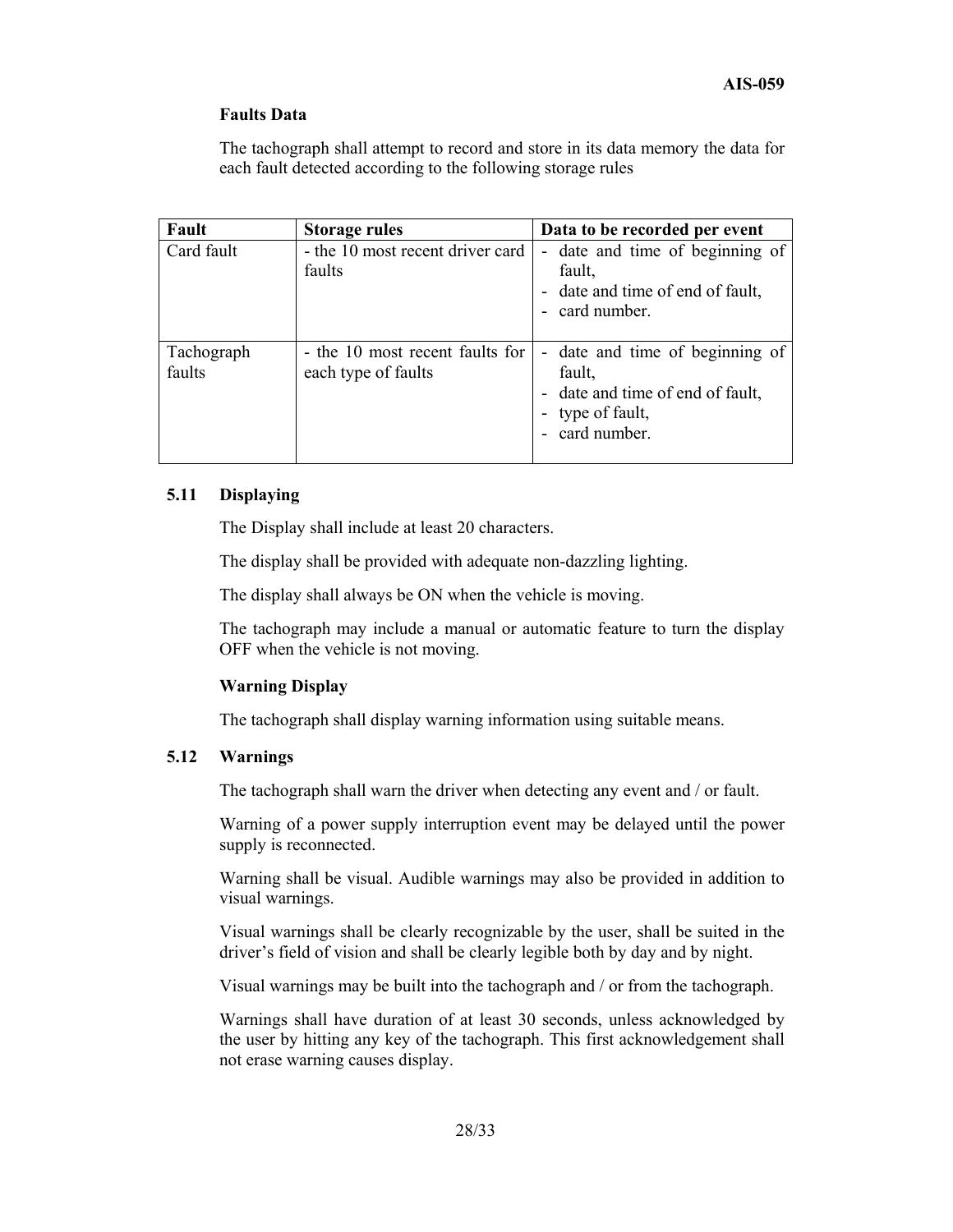**Faults Data**

The tachograph shall attempt to record and store in its data memory the data for each fault detected according to the following storage rules

| Fault | Storage rules | Data to be recorded per event |
|---|---|---|
| Card fault | - the 10 most recent driver card faults | - date and time of beginning of fault,<br>- date and time of end of fault,<br>- card number. |
| Tachograph faults | - the 10 most recent faults for each type of faults | - date and time of beginning of fault,<br>- date and time of end of fault,<br>- type of fault,<br>- card number. |

## 5.11 Displaying

The Display shall include at least 20 characters.

The display shall be provided with adequate non-dazzling lighting.

The display shall always be ON when the vehicle is moving.

The tachograph may include a manual or automatic feature to turn the display OFF when the vehicle is not moving.

**Warning Display**

The tachograph shall display warning information using suitable means.

## 5.12 Warnings

The tachograph shall warn the driver when detecting any event and / or fault.

Warning of a power supply interruption event may be delayed until the power supply is reconnected.

Warning shall be visual. Audible warnings may also be provided in addition to visual warnings.

Visual warnings shall be clearly recognizable by the user, shall be suited in the driver's field of vision and shall be clearly legible both by day and by night.

Visual warnings may be built into the tachograph and / or from the tachograph.

Warnings shall have duration of at least 30 seconds, unless acknowledged by the user by hitting any key of the tachograph. This first acknowledgement shall not erase warning causes display.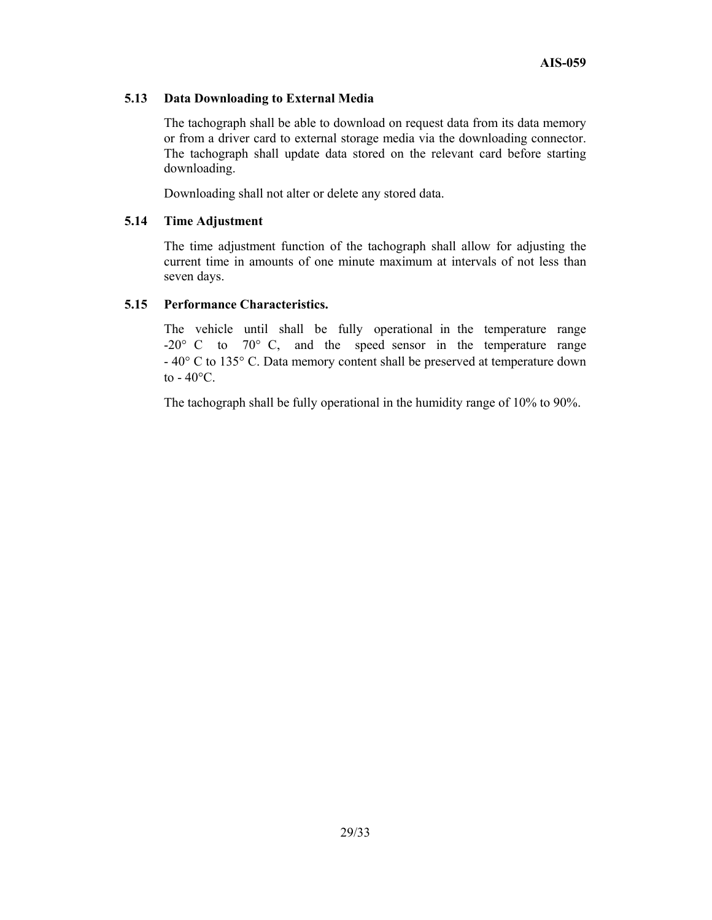### 5.13 Data Downloading to External Media

The tachograph shall be able to download on request data from its data memory or from a driver card to external storage media via the downloading connector. The tachograph shall update data stored on the relevant card before starting downloading.

Downloading shall not alter or delete any stored data.

### 5.14 Time Adjustment

The time adjustment function of the tachograph shall allow for adjusting the current time in amounts of one minute maximum at intervals of not less than seven days.

### 5.15 Performance Characteristics.

The vehicle until shall be fully operational in the temperature range -20° C to 70° C, and the speed sensor in the temperature range - 40° C to 135° C. Data memory content shall be preserved at temperature down to - 40°C.

The tachograph shall be fully operational in the humidity range of 10% to 90%.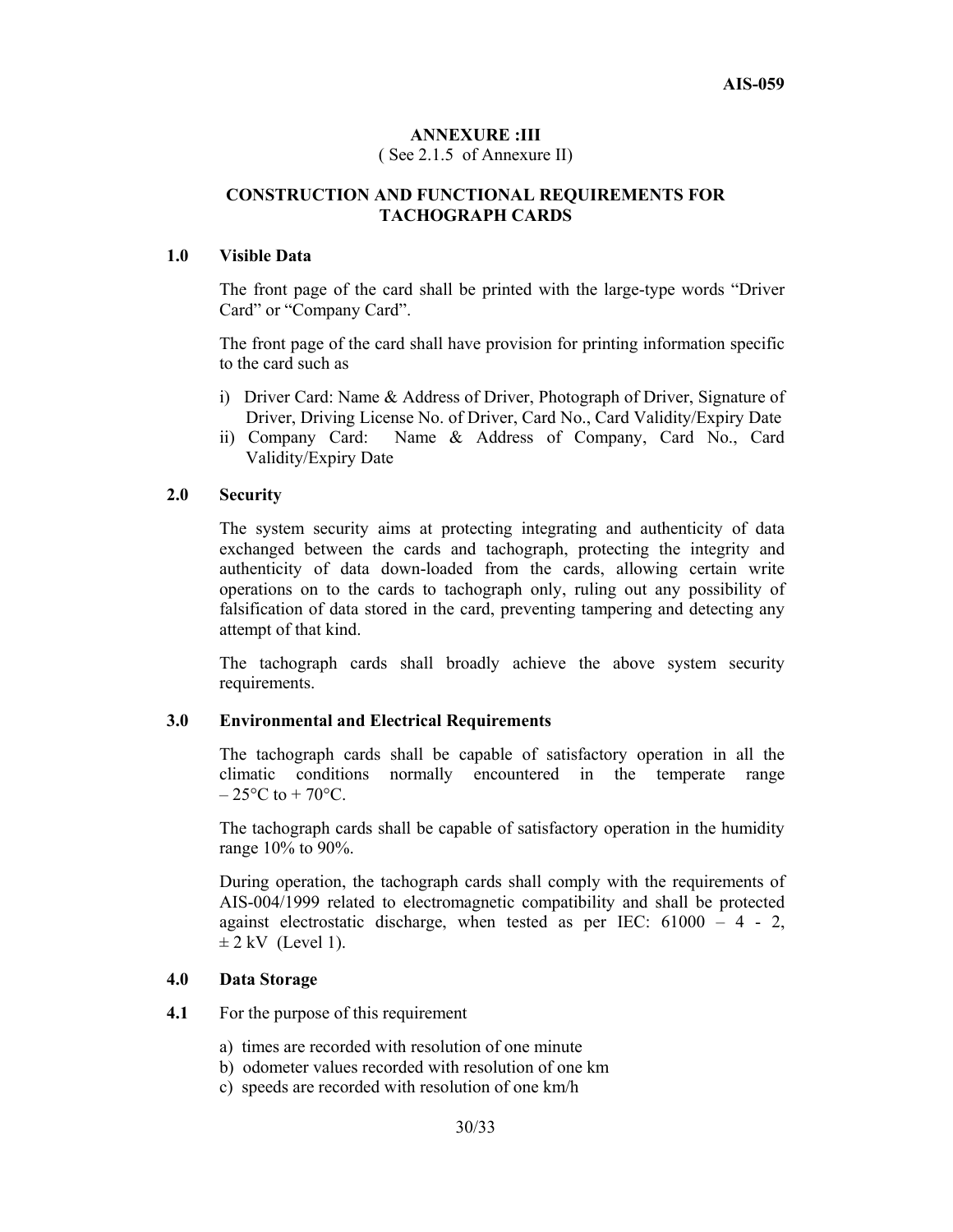# ANNEXURE :III

( See 2.1.5 of Annexure II)

## CONSTRUCTION AND FUNCTIONAL REQUIREMENTS FOR TACHOGRAPH CARDS

### 1.0 Visible Data

The front page of the card shall be printed with the large-type words "Driver Card" or "Company Card".

The front page of the card shall have provision for printing information specific to the card such as

i) Driver Card: Name & Address of Driver, Photograph of Driver, Signature of Driver, Driving License No. of Driver, Card No., Card Validity/Expiry Date
ii) Company Card: Name & Address of Company, Card No., Card Validity/Expiry Date

### 2.0 Security

The system security aims at protecting integrating and authenticity of data exchanged between the cards and tachograph, protecting the integrity and authenticity of data down-loaded from the cards, allowing certain write operations on to the cards to tachograph only, ruling out any possibility of falsification of data stored in the card, preventing tampering and detecting any attempt of that kind.

The tachograph cards shall broadly achieve the above system security requirements.

### 3.0 Environmental and Electrical Requirements

The tachograph cards shall be capable of satisfactory operation in all the climatic conditions normally encountered in the temperate range – 25°C to + 70°C.

The tachograph cards shall be capable of satisfactory operation in the humidity range 10% to 90%.

During operation, the tachograph cards shall comply with the requirements of AIS-004/1999 related to electromagnetic compatibility and shall be protected against electrostatic discharge, when tested as per IEC: 61000 – 4 - 2, ± 2 kV (Level 1).

### 4.0 Data Storage

**4.1** For the purpose of this requirement

a) times are recorded with resolution of one minute
b) odometer values recorded with resolution of one km
c) speeds are recorded with resolution of one km/h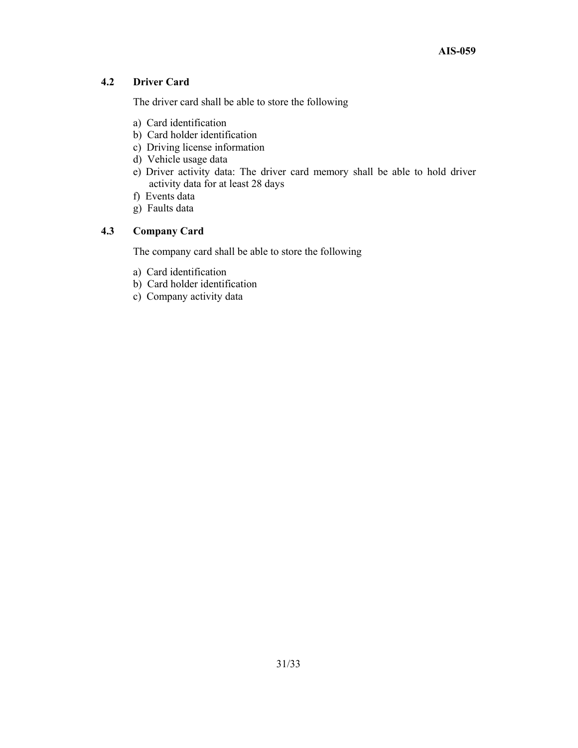### 4.2 Driver Card

The driver card shall be able to store the following

a) Card identification
b) Card holder identification
c) Driving license information
d) Vehicle usage data
e) Driver activity data: The driver card memory shall be able to hold driver activity data for at least 28 days
f) Events data
g) Faults data

### 4.3 Company Card

The company card shall be able to store the following

a) Card identification
b) Card holder identification
c) Company activity data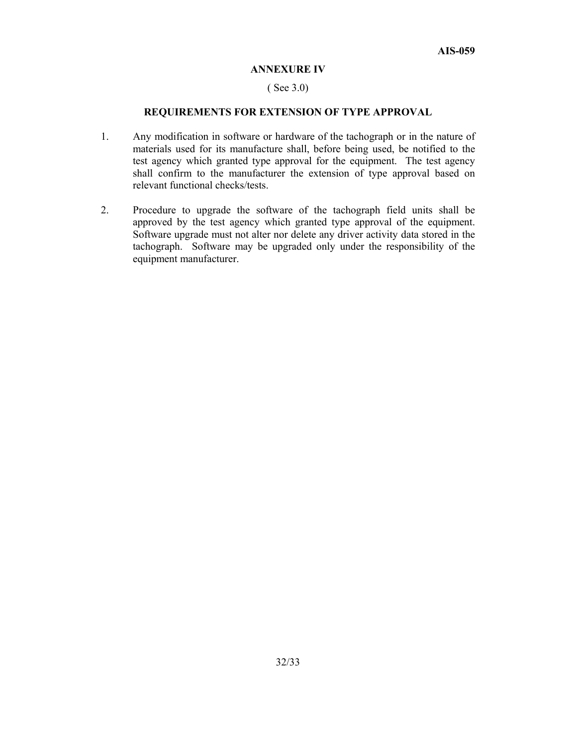## ANNEXURE IV

( See 3.0)

### REQUIREMENTS FOR EXTENSION OF TYPE APPROVAL

1. Any modification in software or hardware of the tachograph or in the nature of materials used for its manufacture shall, before being used, be notified to the test agency which granted type approval for the equipment. The test agency shall confirm to the manufacturer the extension of type approval based on relevant functional checks/tests.

2. Procedure to upgrade the software of the tachograph field units shall be approved by the test agency which granted type approval of the equipment. Software upgrade must not alter nor delete any driver activity data stored in the tachograph. Software may be upgraded only under the responsibility of the equipment manufacturer.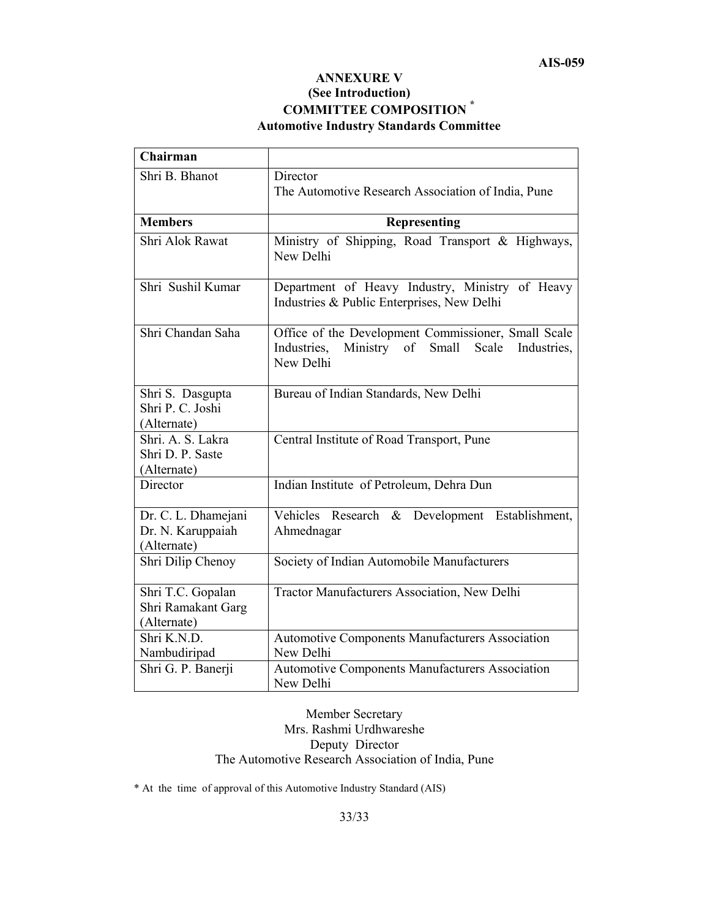## ANNEXURE V
### (See Introduction)
### COMMITTEE COMPOSITION *
### Automotive Industry Standards Committee

| **Chairman** | |
|---|---|
| Shri B. Bhanot | Director<br>The Automotive Research Association of India, Pune |
| **Members** | **Representing** |
| Shri Alok Rawat | Ministry of Shipping, Road Transport & Highways, New Delhi |
| Shri Sushil Kumar | Department of Heavy Industry, Ministry of Heavy Industries & Public Enterprises, New Delhi |
| Shri Chandan Saha | Office of the Development Commissioner, Small Scale Industries, Ministry of Small Scale Industries, New Delhi |
| Shri S. Dasgupta<br>Shri P. C. Joshi (Alternate) | Bureau of Indian Standards, New Delhi |
| Shri. A. S. Lakra<br>Shri D. P. Saste (Alternate) | Central Institute of Road Transport, Pune |
| Director | Indian Institute of Petroleum, Dehra Dun |
| Dr. C. L. Dhamejani<br>Dr. N. Karuppaiah (Alternate) | Vehicles Research & Development Establishment, Ahmednagar |
| Shri Dilip Chenoy | Society of Indian Automobile Manufacturers |
| Shri T.C. Gopalan<br>Shri Ramakant Garg (Alternate) | Tractor Manufacturers Association, New Delhi |
| Shri K.N.D. Nambudiripad | Automotive Components Manufacturers Association New Delhi |
| Shri G. P. Banerji | Automotive Components Manufacturers Association New Delhi |

Member Secretary
Mrs. Rashmi Urdhwareshe
Deputy Director
The Automotive Research Association of India, Pune

* At the time of approval of this Automotive Industry Standard (AIS)